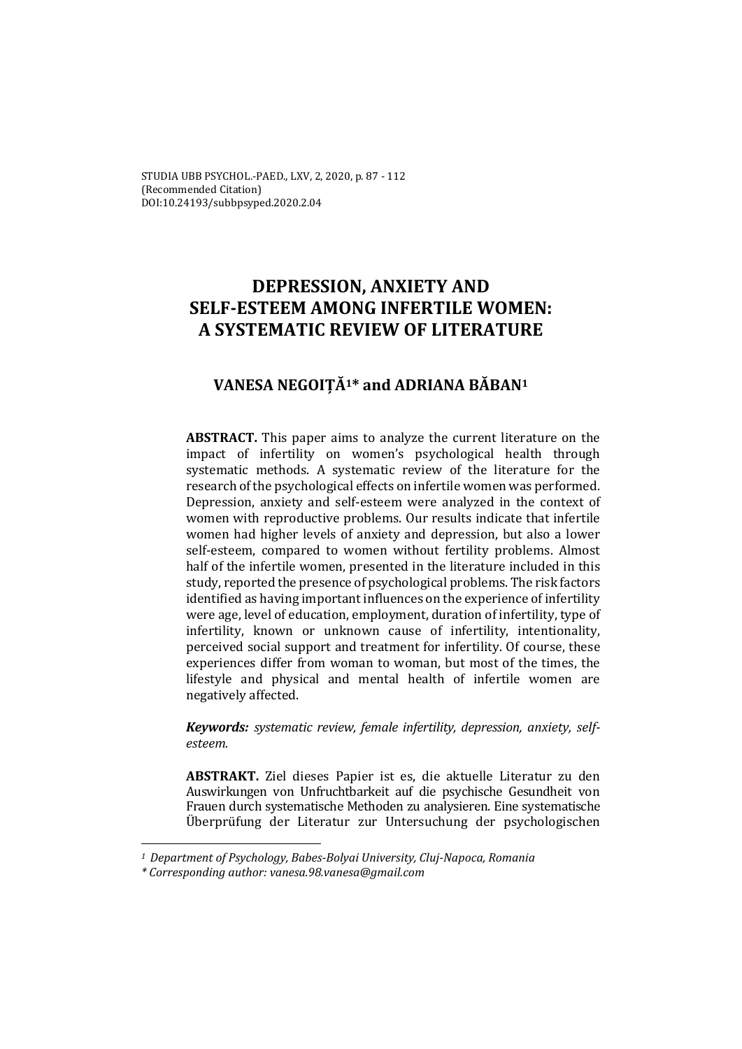STUDIA UBB PSYCHOL.-PAED., LXV, 2, 2020, p. 87 - 112
(Recommended Citation)
DOI:10.24193/subbpsyped.2020.2.04

# DEPRESSION, ANXIETY AND SELF-ESTEEM AMONG INFERTILE WOMEN: A SYSTEMATIC REVIEW OF LITERATURE

**VANESA NEGOIȚĂ[1]* and ADRIANA BĂBAN[1]**

**ABSTRACT.** This paper aims to analyze the current literature on the impact of infertility on women's psychological health through systematic methods. A systematic review of the literature for the research of the psychological effects on infertile women was performed. Depression, anxiety and self-esteem were analyzed in the context of women with reproductive problems. Our results indicate that infertile women had higher levels of anxiety and depression, but also a lower self-esteem, compared to women without fertility problems. Almost half of the infertile women, presented in the literature included in this study, reported the presence of psychological problems. The risk factors identified as having important influences on the experience of infertility were age, level of education, employment, duration of infertility, type of infertility, known or unknown cause of infertility, intentionality, perceived social support and treatment for infertility. Of course, these experiences differ from woman to woman, but most of the times, the lifestyle and physical and mental health of infertile women are negatively affected.

***Keywords:*** *systematic review, female infertility, depression, anxiety, self-esteem.*

**ABSTRAKT.** Ziel dieses Papier ist es, die aktuelle Literatur zu den Auswirkungen von Unfruchtbarkeit auf die psychische Gesundheit von Frauen durch systematische Methoden zu analysieren. Eine systematische Überprüfung der Literatur zur Untersuchung der psychologischen

---

*[1] Department of Psychology, Babes-Bolyai University, Cluj-Napoca, Romania*

*\* Corresponding author: vanesa.98.vanesa@gmail.com*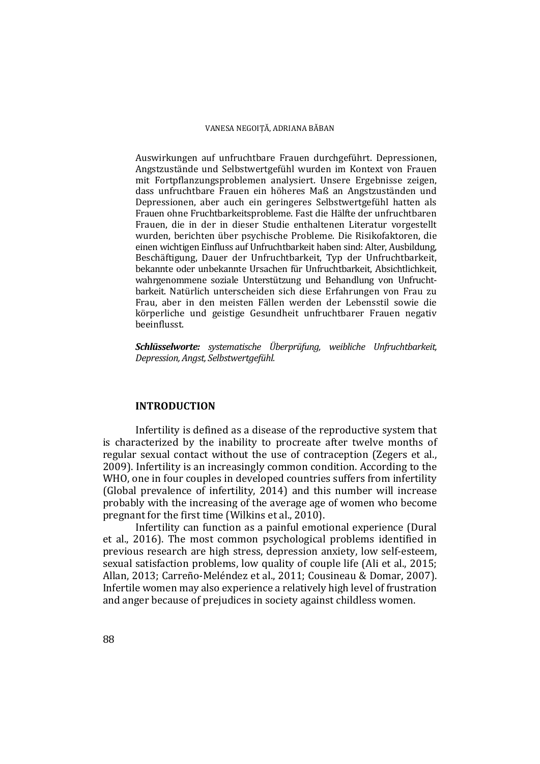Auswirkungen auf unfruchtbare Frauen durchgeführt. Depressionen, Angstzustände und Selbstwertgefühl wurden im Kontext von Frauen mit Fortpflanzungsproblemen analysiert. Unsere Ergebnisse zeigen, dass unfruchtbare Frauen ein höheres Maß an Angstzuständen und Depressionen, aber auch ein geringeres Selbstwertgefühl hatten als Frauen ohne Fruchtbarkeitsprobleme. Fast die Hälfte der unfruchtbaren Frauen, die in der in dieser Studie enthaltenen Literatur vorgestellt wurden, berichten über psychische Probleme. Die Risikofaktoren, die einen wichtigen Einfluss auf Unfruchtbarkeit haben sind: Alter, Ausbildung, Beschäftigung, Dauer der Unfruchtbarkeit, Typ der Unfruchtbarkeit, bekannte oder unbekannte Ursachen für Unfruchtbarkeit, Absichtlichkeit, wahrgenommene soziale Unterstützung und Behandlung von Unfruchtbarkeit. Natürlich unterscheiden sich diese Erfahrungen von Frau zu Frau, aber in den meisten Fällen werden der Lebensstil sowie die körperliche und geistige Gesundheit unfruchtbarer Frauen negativ beeinflusst.

***Schlüsselworte:*** *systematische Überprüfung, weibliche Unfruchtbarkeit, Depression, Angst, Selbstwertgefühl.*

## INTRODUCTION

Infertility is defined as a disease of the reproductive system that is characterized by the inability to procreate after twelve months of regular sexual contact without the use of contraception (Zegers et al., 2009). Infertility is an increasingly common condition. According to the WHO, one in four couples in developed countries suffers from infertility (Global prevalence of infertility, 2014) and this number will increase probably with the increasing of the average age of women who become pregnant for the first time (Wilkins et al., 2010).

Infertility can function as a painful emotional experience (Dural et al., 2016). The most common psychological problems identified in previous research are high stress, depression anxiety, low self-esteem, sexual satisfaction problems, low quality of couple life (Ali et al., 2015; Allan, 2013; Carreño-Meléndez et al., 2011; Cousineau & Domar, 2007). Infertile women may also experience a relatively high level of frustration and anger because of prejudices in society against childless women.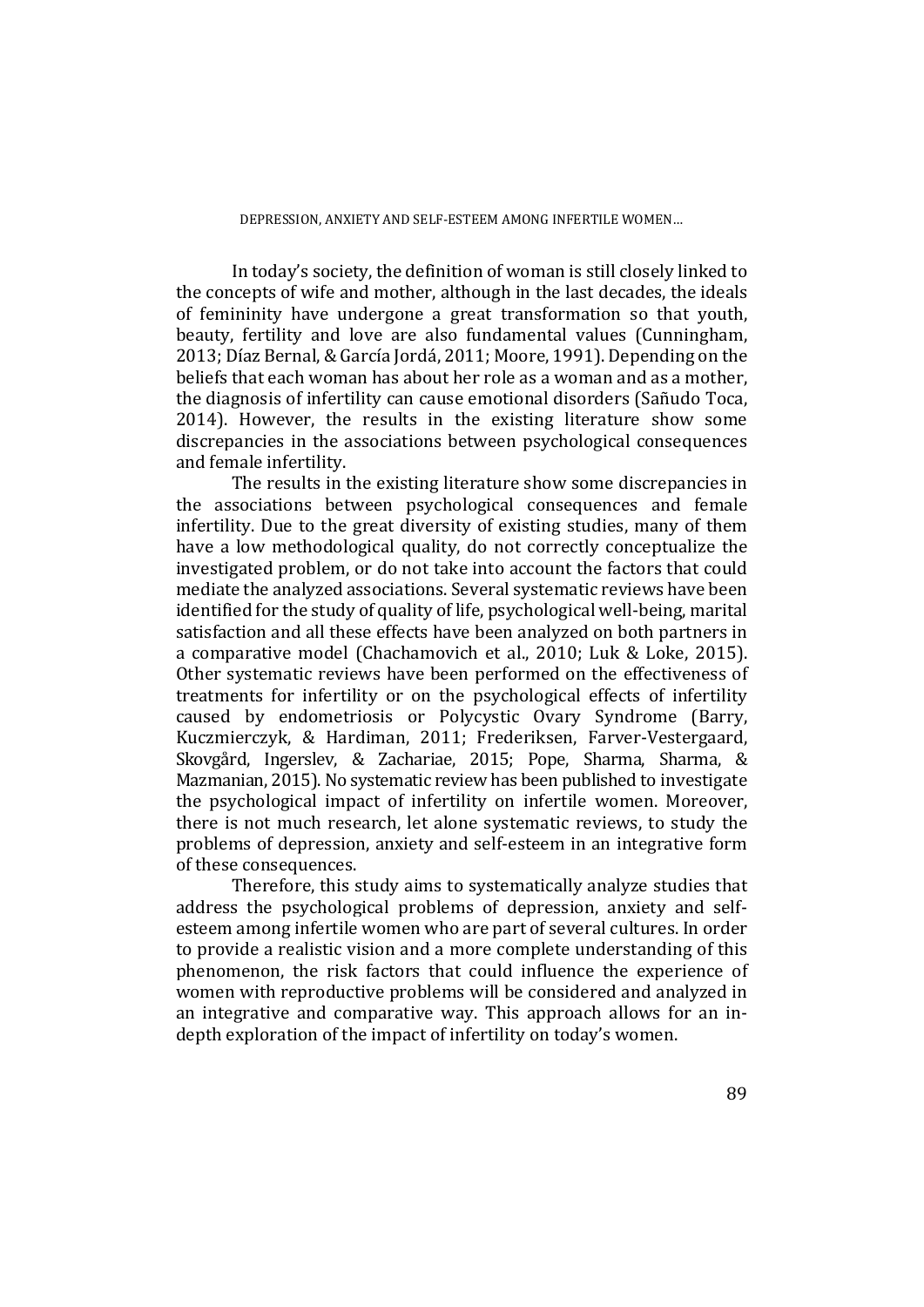In today's society, the definition of woman is still closely linked to the concepts of wife and mother, although in the last decades, the ideals of femininity have undergone a great transformation so that youth, beauty, fertility and love are also fundamental values (Cunningham, 2013; Díaz Bernal, & García Jordá, 2011; Moore, 1991). Depending on the beliefs that each woman has about her role as a woman and as a mother, the diagnosis of infertility can cause emotional disorders (Sañudo Toca, 2014). However, the results in the existing literature show some discrepancies in the associations between psychological consequences and female infertility.

The results in the existing literature show some discrepancies in the associations between psychological consequences and female infertility. Due to the great diversity of existing studies, many of them have a low methodological quality, do not correctly conceptualize the investigated problem, or do not take into account the factors that could mediate the analyzed associations. Several systematic reviews have been identified for the study of quality of life, psychological well-being, marital satisfaction and all these effects have been analyzed on both partners in a comparative model (Chachamovich et al., 2010; Luk & Loke, 2015). Other systematic reviews have been performed on the effectiveness of treatments for infertility or on the psychological effects of infertility caused by endometriosis or Polycystic Ovary Syndrome (Barry, Kuczmierczyk, & Hardiman, 2011; Frederiksen, Farver-Vestergaard, Skovgård, Ingerslev, & Zachariae, 2015; Pope, Sharma, Sharma, & Mazmanian, 2015). No systematic review has been published to investigate the psychological impact of infertility on infertile women. Moreover, there is not much research, let alone systematic reviews, to study the problems of depression, anxiety and self-esteem in an integrative form of these consequences.

Therefore, this study aims to systematically analyze studies that address the psychological problems of depression, anxiety and self-esteem among infertile women who are part of several cultures. In order to provide a realistic vision and a more complete understanding of this phenomenon, the risk factors that could influence the experience of women with reproductive problems will be considered and analyzed in an integrative and comparative way. This approach allows for an in-depth exploration of the impact of infertility on today's women.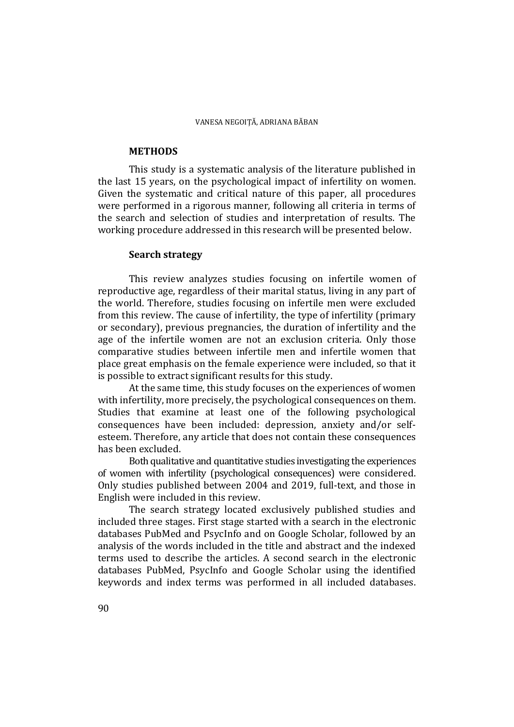## METHODS

This study is a systematic analysis of the literature published in the last 15 years, on the psychological impact of infertility on women. Given the systematic and critical nature of this paper, all procedures were performed in a rigorous manner, following all criteria in terms of the search and selection of studies and interpretation of results. The working procedure addressed in this research will be presented below.

### Search strategy

This review analyzes studies focusing on infertile women of reproductive age, regardless of their marital status, living in any part of the world. Therefore, studies focusing on infertile men were excluded from this review. The cause of infertility, the type of infertility (primary or secondary), previous pregnancies, the duration of infertility and the age of the infertile women are not an exclusion criteria. Only those comparative studies between infertile men and infertile women that place great emphasis on the female experience were included, so that it is possible to extract significant results for this study.

At the same time, this study focuses on the experiences of women with infertility, more precisely, the psychological consequences on them. Studies that examine at least one of the following psychological consequences have been included: depression, anxiety and/or self-esteem. Therefore, any article that does not contain these consequences has been excluded.

Both qualitative and quantitative studies investigating the experiences of women with infertility (psychological consequences) were considered. Only studies published between 2004 and 2019, full-text, and those in English were included in this review.

The search strategy located exclusively published studies and included three stages. First stage started with a search in the electronic databases PubMed and PsycInfo and on Google Scholar, followed by an analysis of the words included in the title and abstract and the indexed terms used to describe the articles. A second search in the electronic databases PubMed, PsycInfo and Google Scholar using the identified keywords and index terms was performed in all included databases.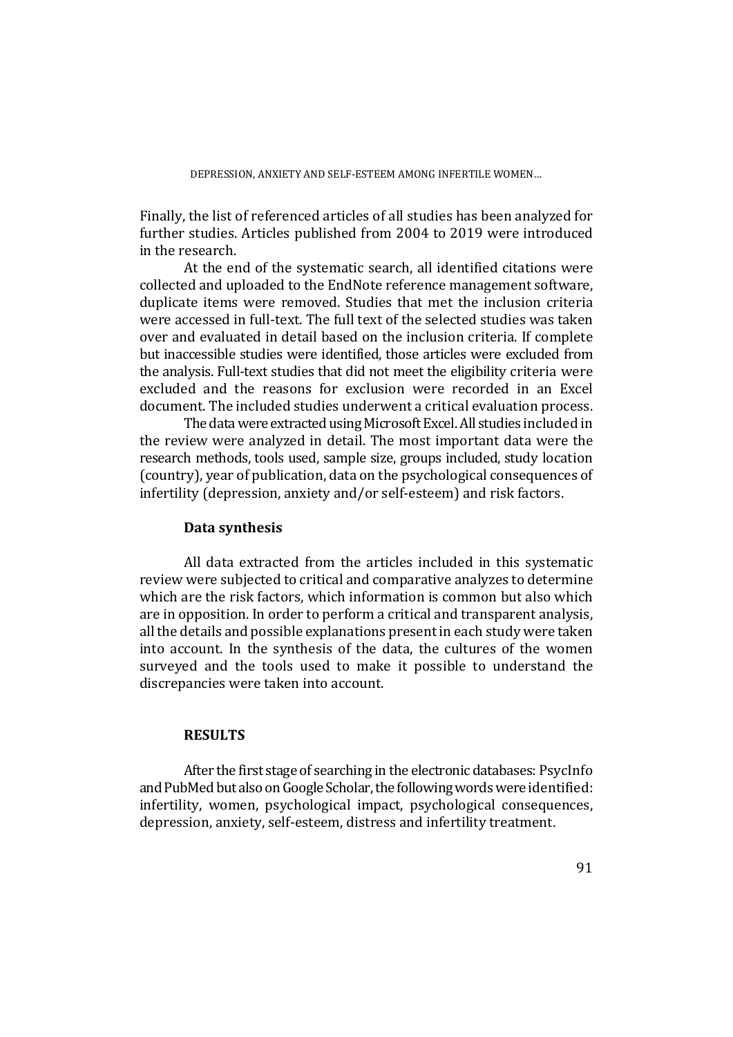Finally, the list of referenced articles of all studies has been analyzed for further studies. Articles published from 2004 to 2019 were introduced in the research.

At the end of the systematic search, all identified citations were collected and uploaded to the EndNote reference management software, duplicate items were removed. Studies that met the inclusion criteria were accessed in full-text. The full text of the selected studies was taken over and evaluated in detail based on the inclusion criteria. If complete but inaccessible studies were identified, those articles were excluded from the analysis. Full-text studies that did not meet the eligibility criteria were excluded and the reasons for exclusion were recorded in an Excel document. The included studies underwent a critical evaluation process.

The data were extracted using Microsoft Excel. All studies included in the review were analyzed in detail. The most important data were the research methods, tools used, sample size, groups included, study location (country), year of publication, data on the psychological consequences of infertility (depression, anxiety and/or self-esteem) and risk factors.

### Data synthesis

All data extracted from the articles included in this systematic review were subjected to critical and comparative analyzes to determine which are the risk factors, which information is common but also which are in opposition. In order to perform a critical and transparent analysis, all the details and possible explanations present in each study were taken into account. In the synthesis of the data, the cultures of the women surveyed and the tools used to make it possible to understand the discrepancies were taken into account.

## RESULTS

After the first stage of searching in the electronic databases: PsycInfo and PubMed but also on Google Scholar, the following words were identified: infertility, women, psychological impact, psychological consequences, depression, anxiety, self-esteem, distress and infertility treatment.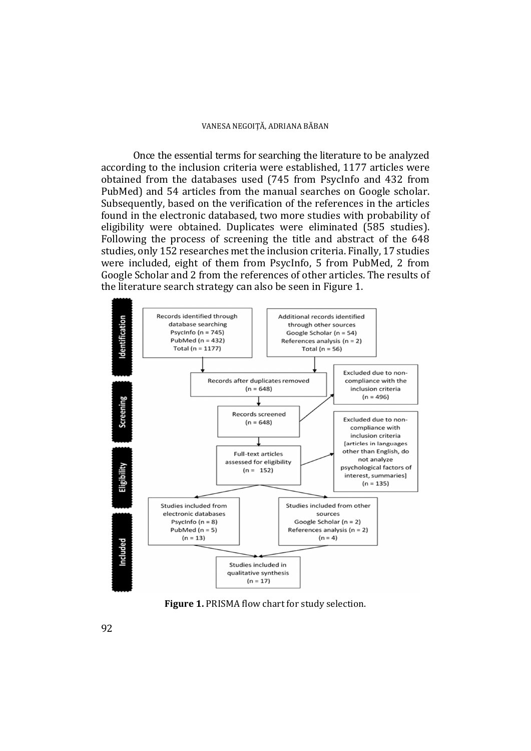Once the essential terms for searching the literature to be analyzed according to the inclusion criteria were established, 1177 articles were obtained from the databases used (745 from PsycInfo and 432 from PubMed) and 54 articles from the manual searches on Google scholar. Subsequently, based on the verification of the references in the articles found in the electronic databased, two more studies with probability of eligibility were obtained. Duplicates were eliminated (585 studies). Following the process of screening the title and abstract of the 648 studies, only 152 researches met the inclusion criteria. Finally, 17 studies were included, eight of them from PsycInfo, 5 from PubMed, 2 from Google Scholar and 2 from the references of other articles. The results of the literature search strategy can also be seen in Figure 1.

**Identification**

- Records identified through database searching: PsycInfo (n = 745), PubMed (n = 432), Total (n = 1177)
- Additional records identified through other sources: Google Scholar (n = 54), References analysis (n = 2), Total (n = 56)

**Screening**

- Records after duplicates removed (n = 648)
- Records screened (n = 648)
- Excluded due to non-compliance with the inclusion criteria (n = 496)

**Eligibility**

- Full-text articles assessed for eligibility (n = 152)
- Excluded due to non-compliance with inclusion criteria [articles in languages other than English, do not analyze psychological factors of interest, summaries] (n = 135)

**Included**

- Studies included from electronic databases: PsycInfo (n = 8), PubMed (n = 5), (n = 13)
- Studies included from other sources: Google Scholar (n = 2), References analysis (n = 2), (n = 4)
- Studies included in qualitative synthesis (n = 17)

**Figure 1.** PRISMA flow chart for study selection.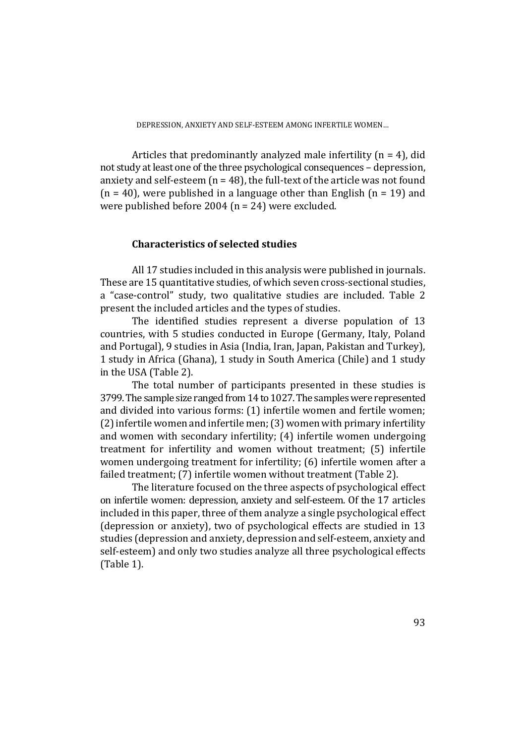Articles that predominantly analyzed male infertility (n = 4), did not study at least one of the three psychological consequences – depression, anxiety and self-esteem (n = 48), the full-text of the article was not found (n = 40), were published in a language other than English (n = 19) and were published before 2004 (n = 24) were excluded.

### Characteristics of selected studies

All 17 studies included in this analysis were published in journals. These are 15 quantitative studies, of which seven cross-sectional studies, a "case-control" study, two qualitative studies are included. Table 2 present the included articles and the types of studies.

The identified studies represent a diverse population of 13 countries, with 5 studies conducted in Europe (Germany, Italy, Poland and Portugal), 9 studies in Asia (India, Iran, Japan, Pakistan and Turkey), 1 study in Africa (Ghana), 1 study in South America (Chile) and 1 study in the USA (Table 2).

The total number of participants presented in these studies is 3799. The sample size ranged from 14 to 1027. The samples were represented and divided into various forms: (1) infertile women and fertile women; (2) infertile women and infertile men; (3) women with primary infertility and women with secondary infertility; (4) infertile women undergoing treatment for infertility and women without treatment; (5) infertile women undergoing treatment for infertility; (6) infertile women after a failed treatment; (7) infertile women without treatment (Table 2).

The literature focused on the three aspects of psychological effect on infertile women: depression, anxiety and self-esteem. Of the 17 articles included in this paper, three of them analyze a single psychological effect (depression or anxiety), two of psychological effects are studied in 13 studies (depression and anxiety, depression and self-esteem, anxiety and self-esteem) and only two studies analyze all three psychological effects (Table 1).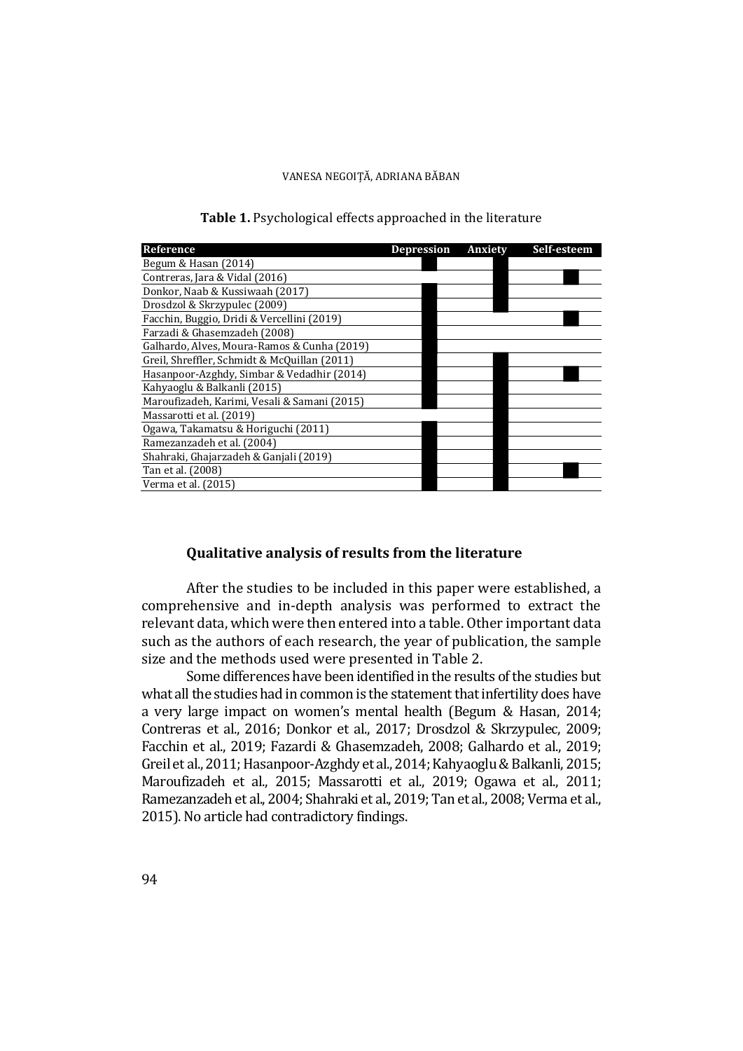**Table 1.** Psychological effects approached in the literature

| Reference | Depression | Anxiety | Self-esteem |
|---|---|---|---|
| Begum & Hasan (2014) | ■ | ■ | |
| Contreras, Jara & Vidal (2016) | | ■ | ■ |
| Donkor, Naab & Kussiwaah (2017) | ■ | ■ | |
| Drosdzol & Skrzypulec (2009) | ■ | ■ | |
| Facchin, Buggio, Dridi & Vercellini (2019) | ■ | | ■ |
| Farzadi & Ghasemzadeh (2008) | ■ | | |
| Galhardo, Alves, Moura-Ramos & Cunha (2019) | ■ | | |
| Greil, Shreffler, Schmidt & McQuillan (2011) | ■ | ■ | |
| Hasanpoor-Azghdy, Simbar & Vedadhir (2014) | ■ | ■ | ■ |
| Kahyaoglu & Balkanli (2015) | ■ | ■ | |
| Maroufizadeh, Karimi, Vesali & Samani (2015) | ■ | ■ | |
| Massarotti et al. (2019) | | ■ | |
| Ogawa, Takamatsu & Horiguchi (2011) | ■ | ■ | |
| Ramezanzadeh et al. (2004) | ■ | ■ | |
| Shahraki, Ghajarzadeh & Ganjali (2019) | ■ | ■ | |
| Tan et al. (2008) | ■ | ■ | ■ |
| Verma et al. (2015) | ■ | ■ | |

### Qualitative analysis of results from the literature

After the studies to be included in this paper were established, a comprehensive and in-depth analysis was performed to extract the relevant data, which were then entered into a table. Other important data such as the authors of each research, the year of publication, the sample size and the methods used were presented in Table 2.

Some differences have been identified in the results of the studies but what all the studies had in common is the statement that infertility does have a very large impact on women's mental health (Begum & Hasan, 2014; Contreras et al., 2016; Donkor et al., 2017; Drosdzol & Skrzypulec, 2009; Facchin et al., 2019; Fazardi & Ghasemzadeh, 2008; Galhardo et al., 2019; Greil et al., 2011; Hasanpoor-Azghdy et al., 2014; Kahyaoglu & Balkanli, 2015; Maroufizadeh et al., 2015; Massarotti et al., 2019; Ogawa et al., 2011; Ramezanzadeh et al., 2004; Shahraki et al., 2019; Tan et al., 2008; Verma et al., 2015). No article had contradictory findings.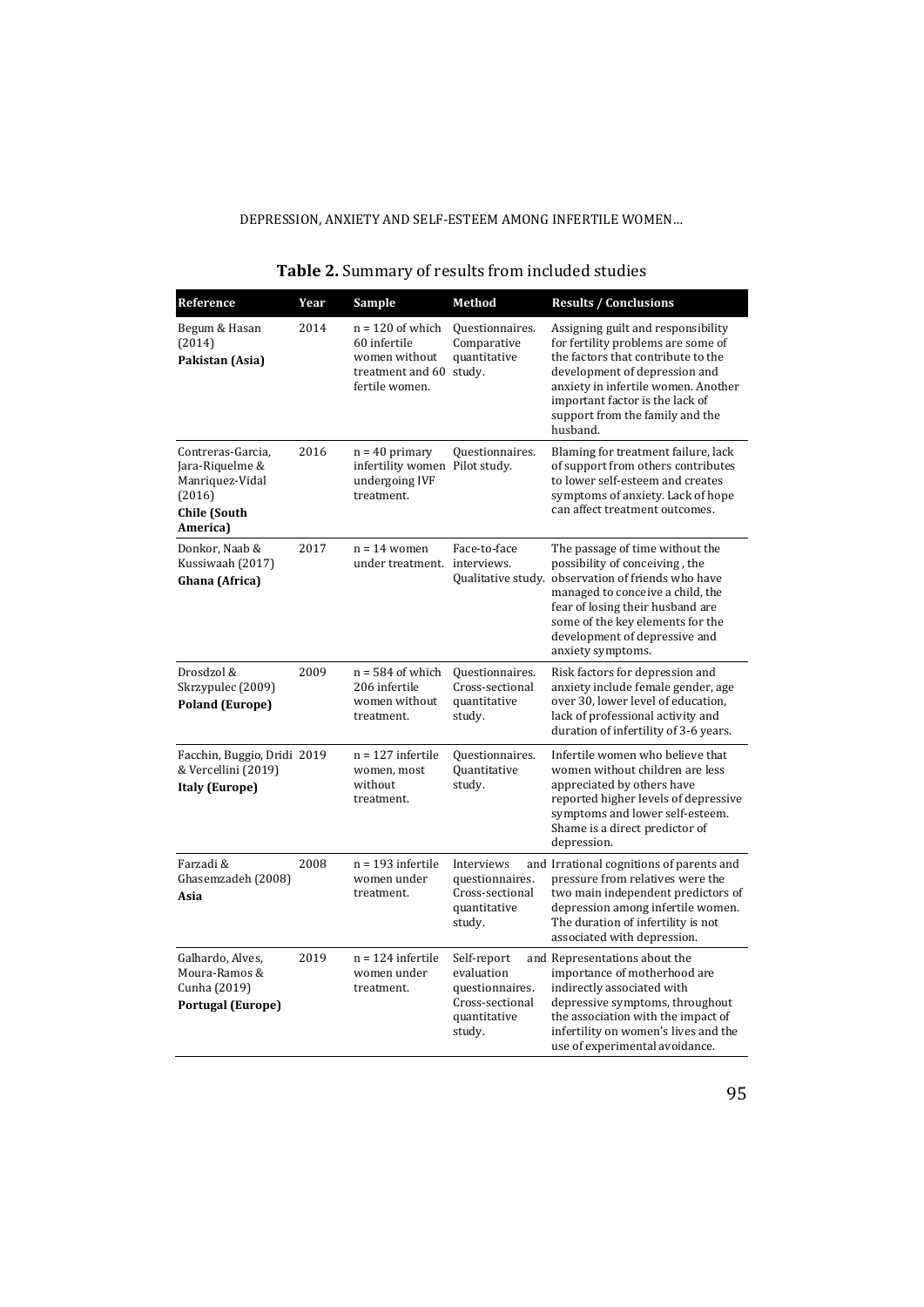**Table 2.** Summary of results from included studies

| Reference | Year | Sample | Method | Results / Conclusions |
|---|---|---|---|---|
| Begum & Hasan (2014) **Pakistan (Asia)** | 2014 | n = 120 of which 60 infertile women without treatment and 60 fertile women. | Questionnaires. Comparative quantitative study. | Assigning guilt and responsibility for fertility problems are some of the factors that contribute to the development of depression and anxiety in infertile women. Another important factor is the lack of support from the family and the husband. |
| Contreras-Garcia, Jara-Riquelme & Manriquez-Vidal (2016) **Chile (South America)** | 2016 | n = 40 primary infertility women undergoing IVF treatment. | Questionnaires. Pilot study. | Blaming for treatment failure, lack of support from others contributes to lower self-esteem and creates symptoms of anxiety. Lack of hope can affect treatment outcomes. |
| Donkor, Naab & Kussiwaah (2017) **Ghana (Africa)** | 2017 | n = 14 women under treatment. | Face-to-face interviews. Qualitative study. | The passage of time without the possibility of conceiving , the observation of friends who have managed to conceive a child, the fear of losing their husband are some of the key elements for the development of depressive and anxiety symptoms. |
| Drosdzol & Skrzypulec (2009) **Poland (Europe)** | 2009 | n = 584 of which 206 infertile women without treatment. | Questionnaires. Cross-sectional quantitative study. | Risk factors for depression and anxiety include female gender, age over 30, lower level of education, lack of professional activity and duration of infertility of 3-6 years. |
| Facchin, Buggio, Dridi & Vercellini (2019) **Italy (Europe)** | 2019 | n = 127 infertile women, most without treatment. | Questionnaires. Quantitative study. | Infertile women who believe that women without children are less appreciated by others have reported higher levels of depressive symptoms and lower self-esteem. Shame is a direct predictor of depression. |
| Farzadi & Ghasemzadeh (2008) **Asia** | 2008 | n = 193 infertile women under treatment. | Interviews and questionnaires. Cross-sectional quantitative study. | Irrational cognitions of parents and pressure from relatives were the two main independent predictors of depression among infertile women. The duration of infertility is not associated with depression. |
| Galhardo, Alves, Moura-Ramos & Cunha (2019) **Portugal (Europe)** | 2019 | n = 124 infertile women under treatment. | Self-report and evaluation questionnaires. Cross-sectional quantitative study. | Representations about the importance of motherhood are indirectly associated with depressive symptoms, throughout the association with the impact of infertility on women's lives and the use of experimental avoidance. |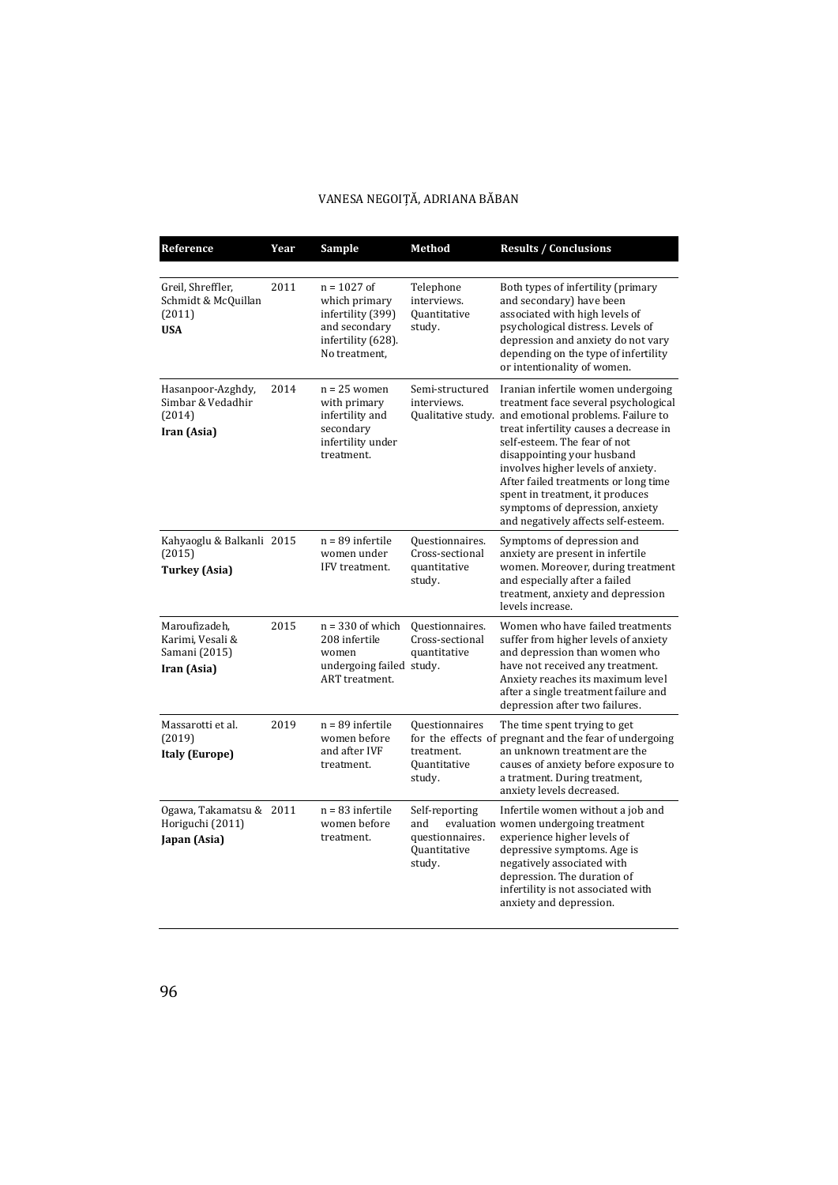| Reference | Year | Sample | Method | Results / Conclusions |
|---|---|---|---|---|
| Greil, Shreffler, Schmidt & McQuillan (2011) **USA** | 2011 | n = 1027 of which primary infertility (399) and secondary infertility (628). No treatment, | Telephone interviews. Quantitative study. | Both types of infertility (primary and secondary) have been associated with high levels of psychological distress. Levels of depression and anxiety do not vary depending on the type of infertility or intentionality of women. |
| Hasanpoor-Azghdy, Simbar & Vedadhir (2014) **Iran (Asia)** | 2014 | n = 25 women with primary infertility and secondary infertility under treatment. | Semi-structured interviews. Qualitative study. | Iranian infertile women undergoing treatment face several psychological and emotional problems. Failure to treat infertility causes a decrease in self-esteem. The fear of not disappointing your husband involves higher levels of anxiety. After failed treatments or long time spent in treatment, it produces symptoms of depression, anxiety and negatively affects self-esteem. |
| Kahyaoglu & Balkanli (2015) **Turkey (Asia)** | 2015 | n = 89 infertile women under IFV treatment. | Questionnaires. Cross-sectional quantitative study. | Symptoms of depression and anxiety are present in infertile women. Moreover, during treatment and especially after a failed treatment, anxiety and depression levels increase. |
| Maroufizadeh, Karimi, Vesali & Samani (2015) **Iran (Asia)** | 2015 | n = 330 of which 208 infertile women undergoing failed ART treatment. | Questionnaires. Cross-sectional quantitative study. | Women who have failed treatments suffer from higher levels of anxiety and depression than women who have not received any treatment. Anxiety reaches its maximum level after a single treatment failure and depression after two failures. |
| Massarotti et al. (2019) **Italy (Europe)** | 2019 | n = 89 infertile women before and after IVF treatment. | Questionnaires for the effects of treatment. Quantitative study. | The time spent trying to get pregnant and the fear of undergoing an unknown treatment are the causes of anxiety before exposure to a tratment. During treatment, anxiety levels decreased. |
| Ogawa, Takamatsu & Horiguchi (2011) **Japan (Asia)** | 2011 | n = 83 infertile women before treatment. | Self-reporting and evaluation questionnaires. Quantitative study. | Infertile women without a job and women undergoing treatment experience higher levels of depressive symptoms. Age is negatively associated with depression. The duration of infertility is not associated with anxiety and depression. |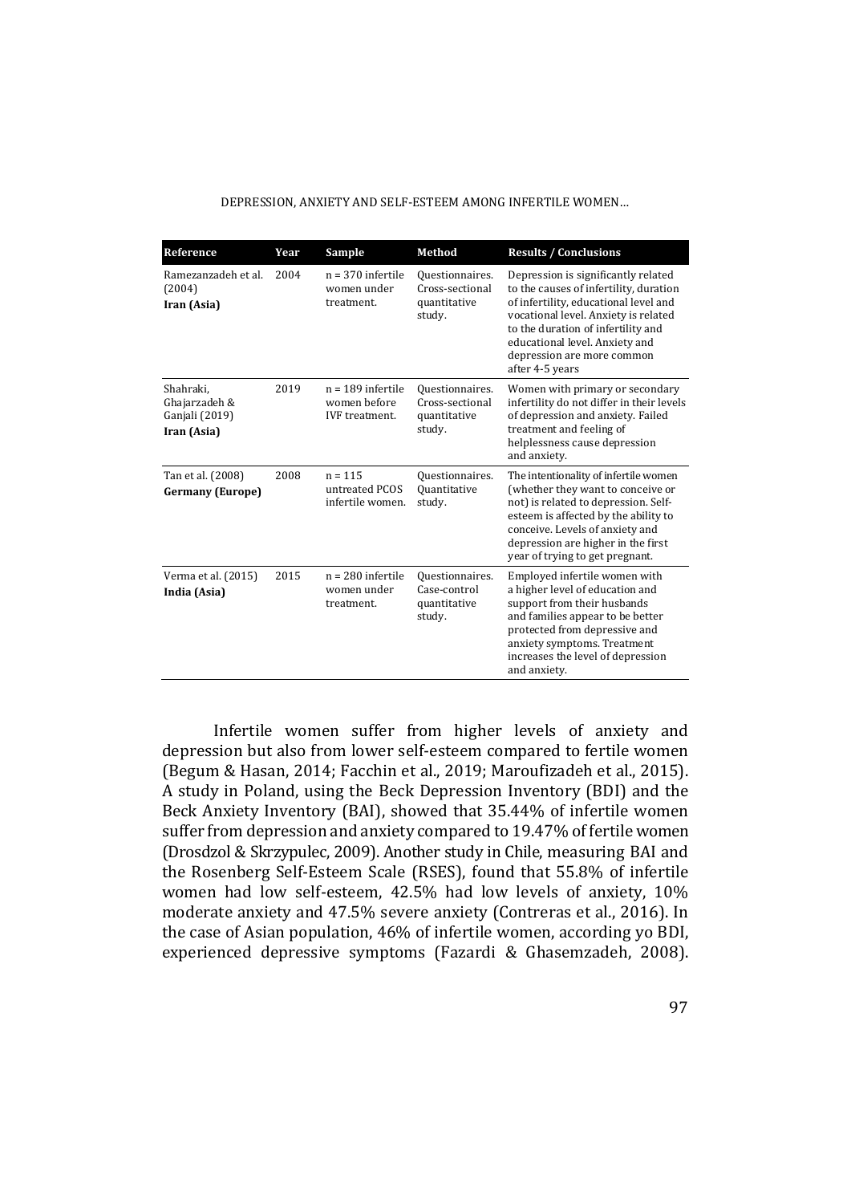| Reference | Year | Sample | Method | Results / Conclusions |
|---|---|---|---|---|
| Ramezanzadeh et al. (2004) **Iran (Asia)** | 2004 | n = 370 infertile women under treatment. | Questionnaires. Cross-sectional quantitative study. | Depression is significantly related to the causes of infertility, duration of infertility, educational level and vocational level. Anxiety is related to the duration of infertility and educational level. Anxiety and depression are more common after 4-5 years |
| Shahraki, Ghajarzadeh & Ganjali (2019) **Iran (Asia)** | 2019 | n = 189 infertile women before IVF treatment. | Questionnaires. Cross-sectional quantitative study. | Women with primary or secondary infertility do not differ in their levels of depression and anxiety. Failed treatment and feeling of helplessness cause depression and anxiety. |
| Tan et al. (2008) **Germany (Europe)** | 2008 | n = 115 untreated PCOS infertile women. | Questionnaires. Quantitative study. | The intentionality of infertile women (whether they want to conceive or not) is related to depression. Self-esteem is affected by the ability to conceive. Levels of anxiety and depression are higher in the first year of trying to get pregnant. |
| Verma et al. (2015) **India (Asia)** | 2015 | n = 280 infertile women under treatment. | Questionnaires. Case-control quantitative study. | Employed infertile women with a higher level of education and support from their husbands and families appear to be better protected from depressive and anxiety symptoms. Treatment increases the level of depression and anxiety. |

Infertile women suffer from higher levels of anxiety and depression but also from lower self-esteem compared to fertile women (Begum & Hasan, 2014; Facchin et al., 2019; Maroufizadeh et al., 2015). A study in Poland, using the Beck Depression Inventory (BDI) and the Beck Anxiety Inventory (BAI), showed that 35.44% of infertile women suffer from depression and anxiety compared to 19.47% of fertile women (Drosdzol & Skrzypulec, 2009). Another study in Chile, measuring BAI and the Rosenberg Self-Esteem Scale (RSES), found that 55.8% of infertile women had low self-esteem, 42.5% had low levels of anxiety, 10% moderate anxiety and 47.5% severe anxiety (Contreras et al., 2016). In the case of Asian population, 46% of infertile women, according yo BDI, experienced depressive symptoms (Fazardi & Ghasemzadeh, 2008).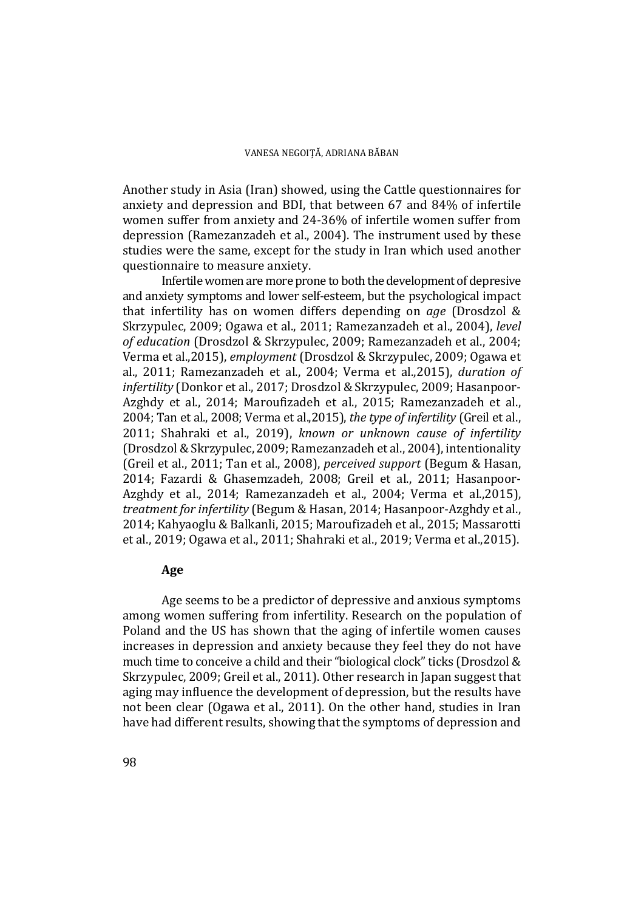Another study in Asia (Iran) showed, using the Cattle questionnaires for anxiety and depression and BDI, that between 67 and 84% of infertile women suffer from anxiety and 24-36% of infertile women suffer from depression (Ramezanzadeh et al., 2004). The instrument used by these studies were the same, except for the study in Iran which used another questionnaire to measure anxiety.

Infertile women are more prone to both the development of depresive and anxiety symptoms and lower self-esteem, but the psychological impact that infertility has on women differs depending on *age* (Drosdzol & Skrzypulec, 2009; Ogawa et al., 2011; Ramezanzadeh et al., 2004), *level of education* (Drosdzol & Skrzypulec, 2009; Ramezanzadeh et al., 2004; Verma et al.,2015), *employment* (Drosdzol & Skrzypulec, 2009; Ogawa et al., 2011; Ramezanzadeh et al., 2004; Verma et al.,2015), *duration of infertility* (Donkor et al., 2017; Drosdzol & Skrzypulec, 2009; Hasanpoor-Azghdy et al., 2014; Maroufizadeh et al., 2015; Ramezanzadeh et al., 2004; Tan et al., 2008; Verma et al.,2015), *the type of infertility* (Greil et al., 2011; Shahraki et al., 2019), *known or unknown cause of infertility* (Drosdzol & Skrzypulec, 2009; Ramezanzadeh et al., 2004), intentionality (Greil et al., 2011; Tan et al., 2008), *perceived support* (Begum & Hasan, 2014; Fazardi & Ghasemzadeh, 2008; Greil et al., 2011; Hasanpoor-Azghdy et al., 2014; Ramezanzadeh et al., 2004; Verma et al.,2015), *treatment for infertility* (Begum & Hasan, 2014; Hasanpoor-Azghdy et al., 2014; Kahyaoglu & Balkanli, 2015; Maroufizadeh et al., 2015; Massarotti et al., 2019; Ogawa et al., 2011; Shahraki et al., 2019; Verma et al.,2015).

## Age

Age seems to be a predictor of depressive and anxious symptoms among women suffering from infertility. Research on the population of Poland and the US has shown that the aging of infertile women causes increases in depression and anxiety because they feel they do not have much time to conceive a child and their "biological clock" ticks (Drosdzol & Skrzypulec, 2009; Greil et al., 2011). Other research in Japan suggest that aging may influence the development of depression, but the results have not been clear (Ogawa et al., 2011). On the other hand, studies in Iran have had different results, showing that the symptoms of depression and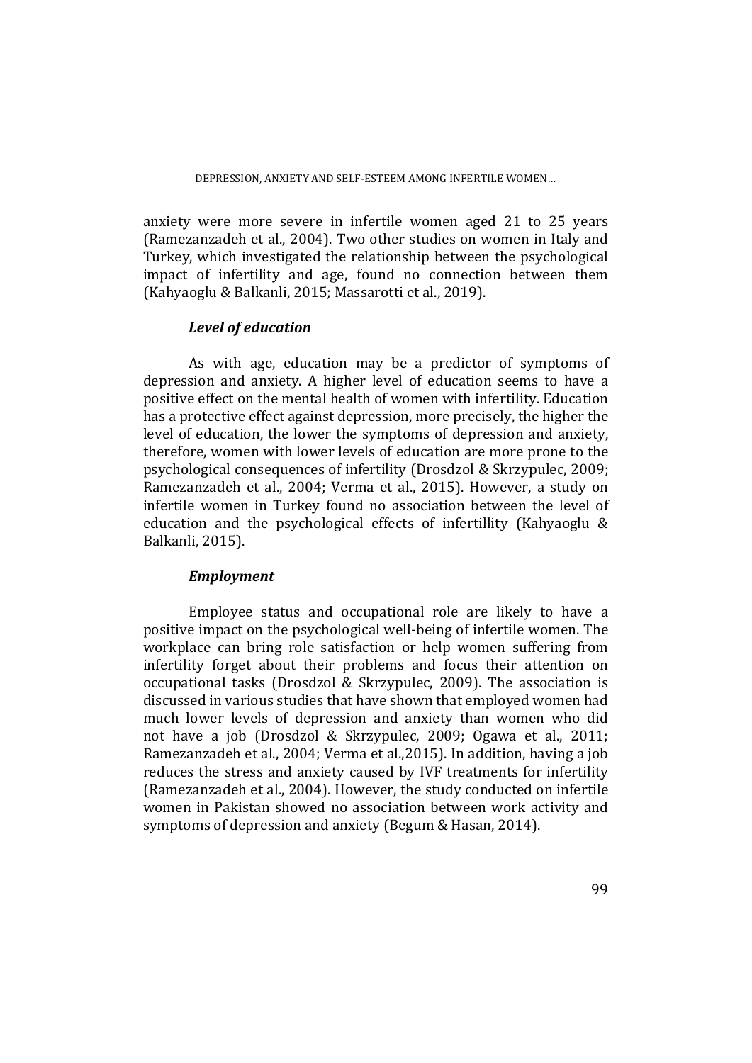anxiety were more severe in infertile women aged 21 to 25 years (Ramezanzadeh et al., 2004). Two other studies on women in Italy and Turkey, which investigated the relationship between the psychological impact of infertility and age, found no connection between them (Kahyaoglu & Balkanli, 2015; Massarotti et al., 2019).

### *Level of education*

As with age, education may be a predictor of symptoms of depression and anxiety. A higher level of education seems to have a positive effect on the mental health of women with infertility. Education has a protective effect against depression, more precisely, the higher the level of education, the lower the symptoms of depression and anxiety, therefore, women with lower levels of education are more prone to the psychological consequences of infertility (Drosdzol & Skrzypulec, 2009; Ramezanzadeh et al., 2004; Verma et al., 2015). However, a study on infertile women in Turkey found no association between the level of education and the psychological effects of infertillity (Kahyaoglu & Balkanli, 2015).

### *Employment*

Employee status and occupational role are likely to have a positive impact on the psychological well-being of infertile women. The workplace can bring role satisfaction or help women suffering from infertility forget about their problems and focus their attention on occupational tasks (Drosdzol & Skrzypulec, 2009). The association is discussed in various studies that have shown that employed women had much lower levels of depression and anxiety than women who did not have a job (Drosdzol & Skrzypulec, 2009; Ogawa et al., 2011; Ramezanzadeh et al., 2004; Verma et al.,2015). In addition, having a job reduces the stress and anxiety caused by IVF treatments for infertility (Ramezanzadeh et al., 2004). However, the study conducted on infertile women in Pakistan showed no association between work activity and symptoms of depression and anxiety (Begum & Hasan, 2014).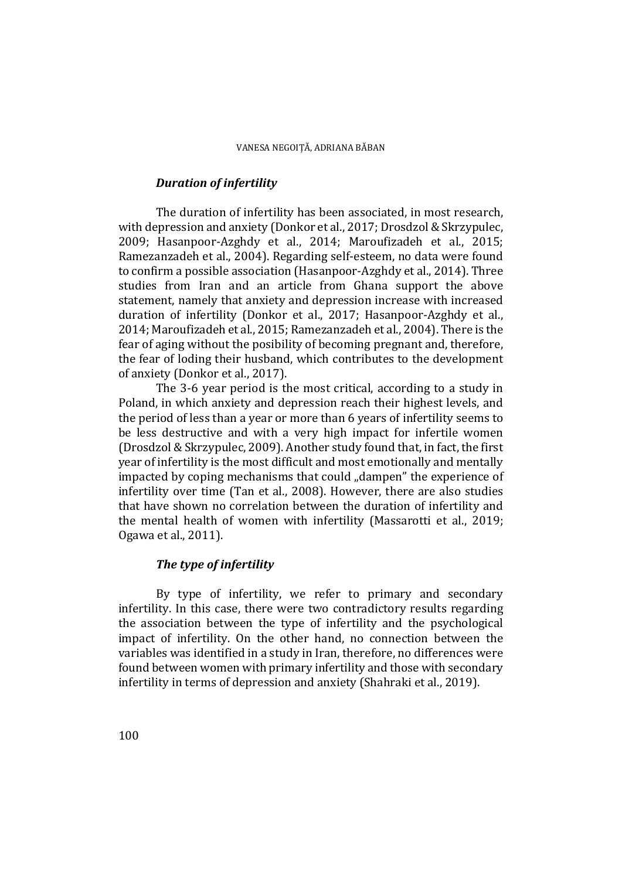### *Duration of infertility*

The duration of infertility has been associated, in most research, with depression and anxiety (Donkor et al., 2017; Drosdzol & Skrzypulec, 2009; Hasanpoor-Azghdy et al., 2014; Maroufizadeh et al., 2015; Ramezanzadeh et al., 2004). Regarding self-esteem, no data were found to confirm a possible association (Hasanpoor-Azghdy et al., 2014). Three studies from Iran and an article from Ghana support the above statement, namely that anxiety and depression increase with increased duration of infertility (Donkor et al., 2017; Hasanpoor-Azghdy et al., 2014; Maroufizadeh et al., 2015; Ramezanzadeh et al., 2004). There is the fear of aging without the posibility of becoming pregnant and, therefore, the fear of loding their husband, which contributes to the development of anxiety (Donkor et al., 2017).

The 3-6 year period is the most critical, according to a study in Poland, in which anxiety and depression reach their highest levels, and the period of less than a year or more than 6 years of infertility seems to be less destructive and with a very high impact for infertile women (Drosdzol & Skrzypulec, 2009). Another study found that, in fact, the first year of infertility is the most difficult and most emotionally and mentally impacted by coping mechanisms that could „dampen" the experience of infertility over time (Tan et al., 2008). However, there are also studies that have shown no correlation between the duration of infertility and the mental health of women with infertility (Massarotti et al., 2019; Ogawa et al., 2011).

### *The type of infertility*

By type of infertility, we refer to primary and secondary infertility. In this case, there were two contradictory results regarding the association between the type of infertility and the psychological impact of infertility. On the other hand, no connection between the variables was identified in a study in Iran, therefore, no differences were found between women with primary infertility and those with secondary infertility in terms of depression and anxiety (Shahraki et al., 2019).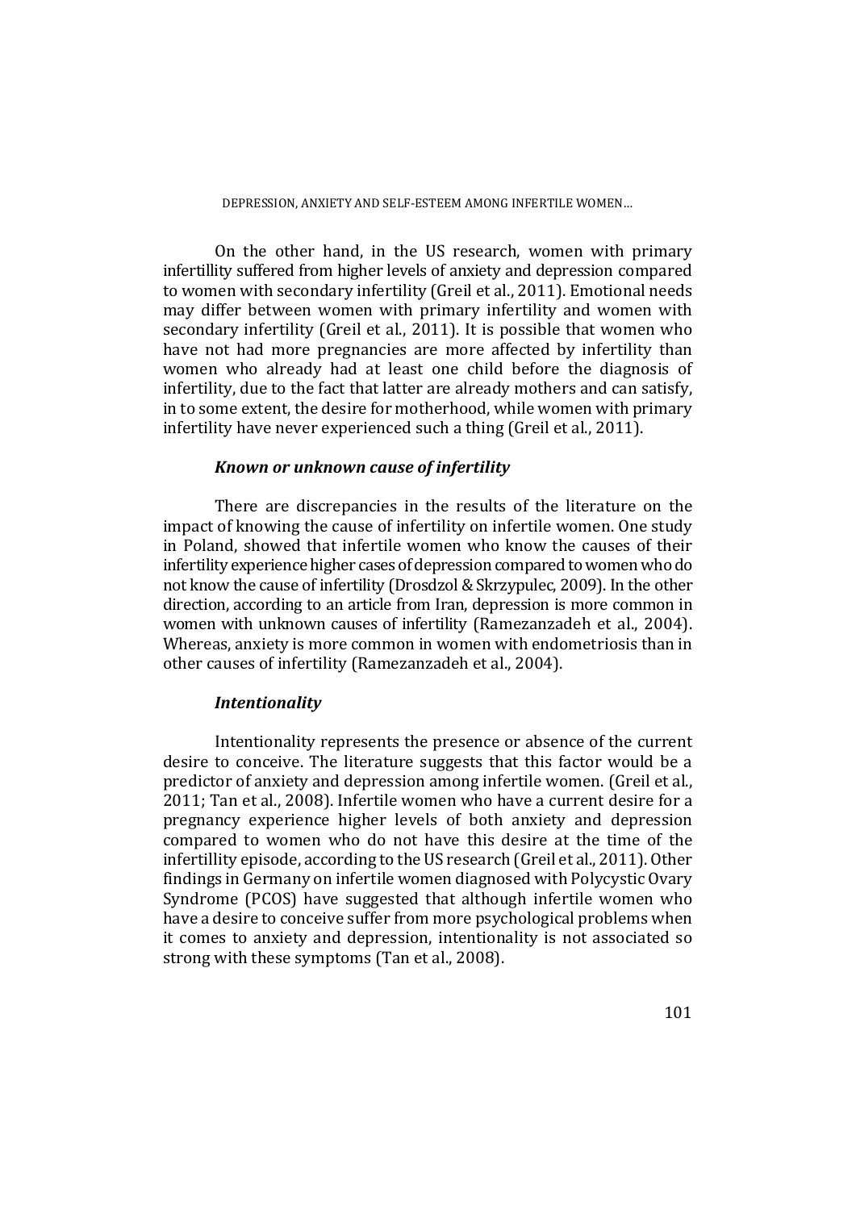On the other hand, in the US research, women with primary infertillity suffered from higher levels of anxiety and depression compared to women with secondary infertility (Greil et al., 2011). Emotional needs may differ between women with primary infertility and women with secondary infertility (Greil et al., 2011). It is possible that women who have not had more pregnancies are more affected by infertility than women who already had at least one child before the diagnosis of infertility, due to the fact that latter are already mothers and can satisfy, in to some extent, the desire for motherhood, while women with primary infertility have never experienced such a thing (Greil et al., 2011).

### *Known or unknown cause of infertility*

There are discrepancies in the results of the literature on the impact of knowing the cause of infertility on infertile women. One study in Poland, showed that infertile women who know the causes of their infertility experience higher cases of depression compared to women who do not know the cause of infertility (Drosdzol & Skrzypulec, 2009). In the other direction, according to an article from Iran, depression is more common in women with unknown causes of infertility (Ramezanzadeh et al., 2004). Whereas, anxiety is more common in women with endometriosis than in other causes of infertility (Ramezanzadeh et al., 2004).

### *Intentionality*

Intentionality represents the presence or absence of the current desire to conceive. The literature suggests that this factor would be a predictor of anxiety and depression among infertile women. (Greil et al., 2011; Tan et al., 2008). Infertile women who have a current desire for a pregnancy experience higher levels of both anxiety and depression compared to women who do not have this desire at the time of the infertillity episode, according to the US research (Greil et al., 2011). Other findings in Germany on infertile women diagnosed with Polycystic Ovary Syndrome (PCOS) have suggested that although infertile women who have a desire to conceive suffer from more psychological problems when it comes to anxiety and depression, intentionality is not associated so strong with these symptoms (Tan et al., 2008).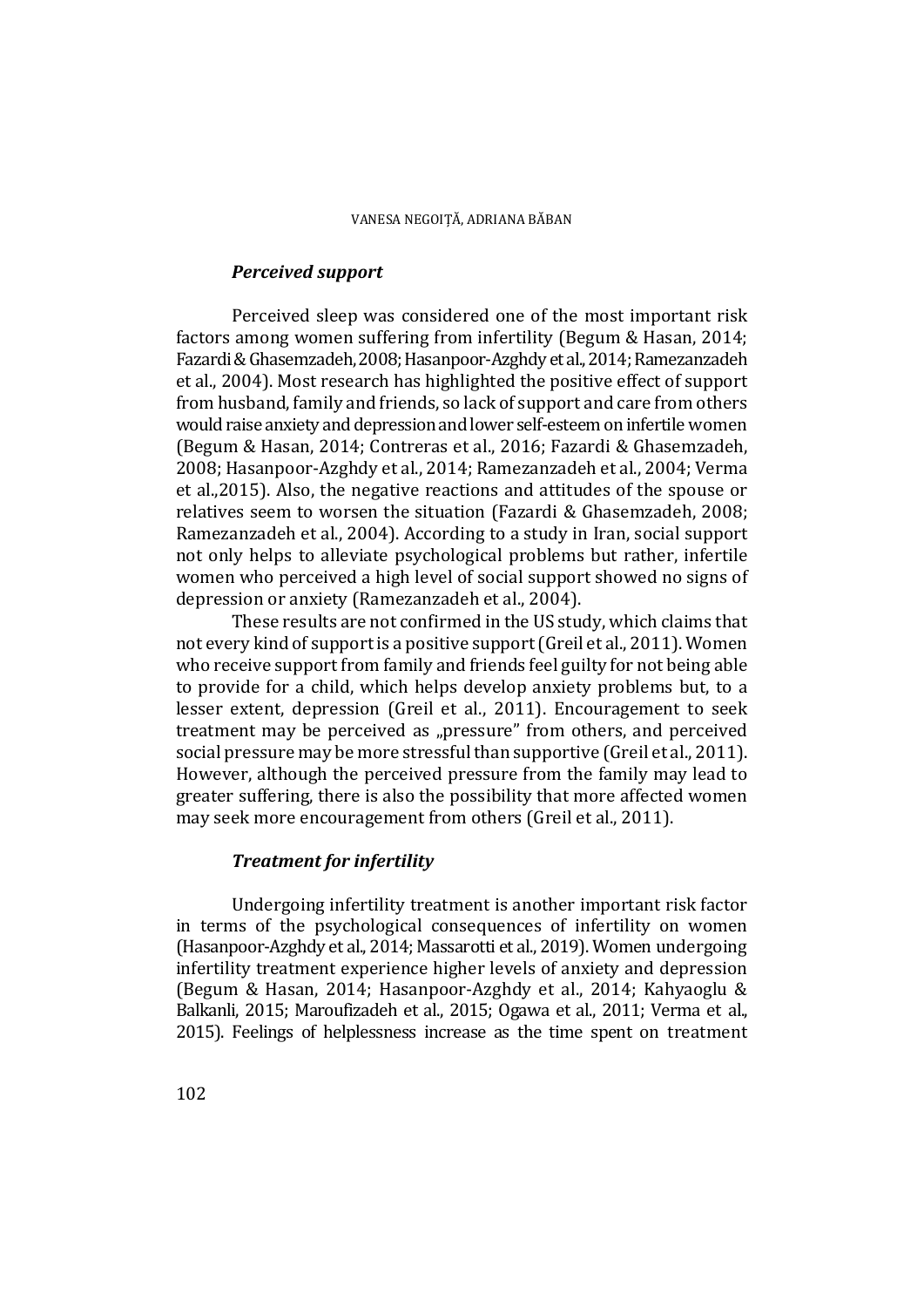### *Perceived support*

Perceived sleep was considered one of the most important risk factors among women suffering from infertility (Begum & Hasan, 2014; Fazardi & Ghasemzadeh, 2008; Hasanpoor-Azghdy et al., 2014; Ramezanzadeh et al., 2004). Most research has highlighted the positive effect of support from husband, family and friends, so lack of support and care from others would raise anxiety and depression and lower self-esteem on infertile women (Begum & Hasan, 2014; Contreras et al., 2016; Fazardi & Ghasemzadeh, 2008; Hasanpoor-Azghdy et al., 2014; Ramezanzadeh et al., 2004; Verma et al.,2015). Also, the negative reactions and attitudes of the spouse or relatives seem to worsen the situation (Fazardi & Ghasemzadeh, 2008; Ramezanzadeh et al., 2004). According to a study in Iran, social support not only helps to alleviate psychological problems but rather, infertile women who perceived a high level of social support showed no signs of depression or anxiety (Ramezanzadeh et al., 2004).

These results are not confirmed in the US study, which claims that not every kind of support is a positive support (Greil et al., 2011). Women who receive support from family and friends feel guilty for not being able to provide for a child, which helps develop anxiety problems but, to a lesser extent, depression (Greil et al., 2011). Encouragement to seek treatment may be perceived as „pressure" from others, and perceived social pressure may be more stressful than supportive (Greil et al., 2011). However, although the perceived pressure from the family may lead to greater suffering, there is also the possibility that more affected women may seek more encouragement from others (Greil et al., 2011).

### *Treatment for infertility*

Undergoing infertility treatment is another important risk factor in terms of the psychological consequences of infertility on women (Hasanpoor-Azghdy et al., 2014; Massarotti et al., 2019). Women undergoing infertility treatment experience higher levels of anxiety and depression (Begum & Hasan, 2014; Hasanpoor-Azghdy et al., 2014; Kahyaoglu & Balkanli, 2015; Maroufizadeh et al., 2015; Ogawa et al., 2011; Verma et al., 2015). Feelings of helplessness increase as the time spent on treatment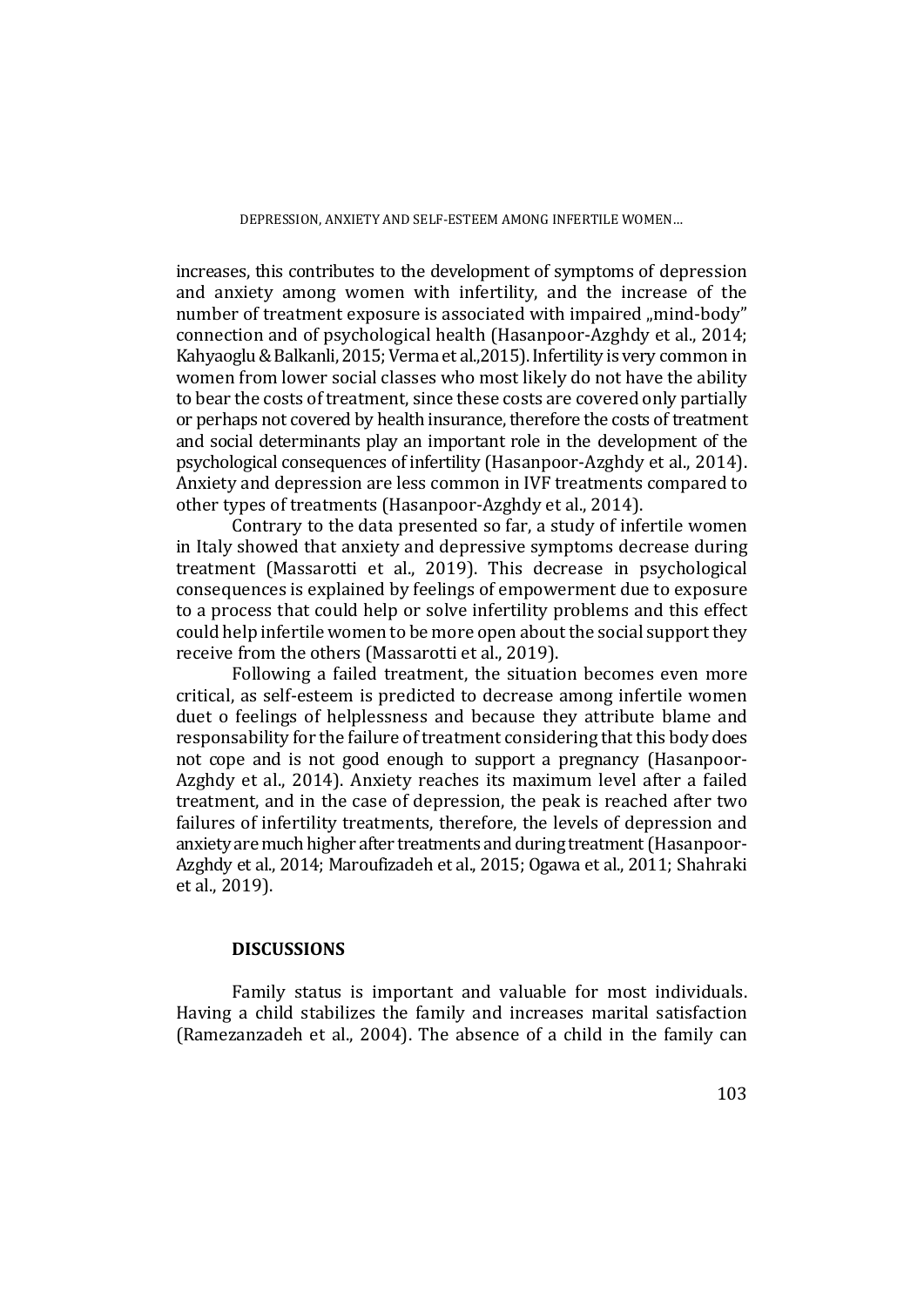increases, this contributes to the development of symptoms of depression and anxiety among women with infertility, and the increase of the number of treatment exposure is associated with impaired „mind-body" connection and of psychological health (Hasanpoor-Azghdy et al., 2014; Kahyaoglu & Balkanli, 2015; Verma et al.,2015). Infertility is very common in women from lower social classes who most likely do not have the ability to bear the costs of treatment, since these costs are covered only partially or perhaps not covered by health insurance, therefore the costs of treatment and social determinants play an important role in the development of the psychological consequences of infertility (Hasanpoor-Azghdy et al., 2014). Anxiety and depression are less common in IVF treatments compared to other types of treatments (Hasanpoor-Azghdy et al., 2014).

Contrary to the data presented so far, a study of infertile women in Italy showed that anxiety and depressive symptoms decrease during treatment (Massarotti et al., 2019). This decrease in psychological consequences is explained by feelings of empowerment due to exposure to a process that could help or solve infertility problems and this effect could help infertile women to be more open about the social support they receive from the others (Massarotti et al., 2019).

Following a failed treatment, the situation becomes even more critical, as self-esteem is predicted to decrease among infertile women duet o feelings of helplessness and because they attribute blame and responsability for the failure of treatment considering that this body does not cope and is not good enough to support a pregnancy (Hasanpoor-Azghdy et al., 2014). Anxiety reaches its maximum level after a failed treatment, and in the case of depression, the peak is reached after two failures of infertility treatments, therefore, the levels of depression and anxiety are much higher after treatments and during treatment (Hasanpoor-Azghdy et al., 2014; Maroufizadeh et al., 2015; Ogawa et al., 2011; Shahraki et al., 2019).

## DISCUSSIONS

Family status is important and valuable for most individuals. Having a child stabilizes the family and increases marital satisfaction (Ramezanzadeh et al., 2004). The absence of a child in the family can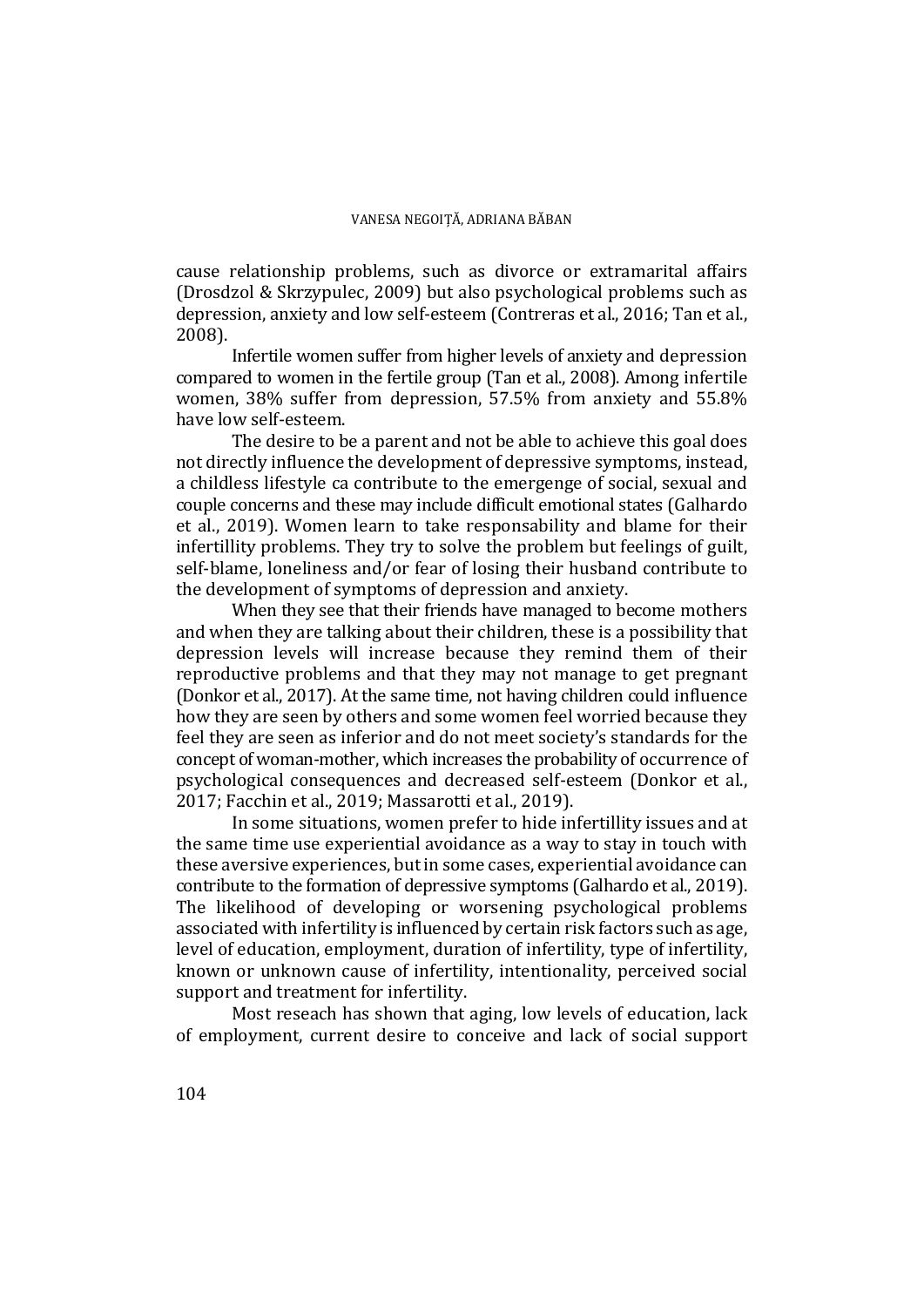cause relationship problems, such as divorce or extramarital affairs (Drosdzol & Skrzypulec, 2009) but also psychological problems such as depression, anxiety and low self-esteem (Contreras et al., 2016; Tan et al., 2008).

Infertile women suffer from higher levels of anxiety and depression compared to women in the fertile group (Tan et al., 2008). Among infertile women, 38% suffer from depression, 57.5% from anxiety and 55.8% have low self-esteem.

The desire to be a parent and not be able to achieve this goal does not directly influence the development of depressive symptoms, instead, a childless lifestyle ca contribute to the emergenge of social, sexual and couple concerns and these may include difficult emotional states (Galhardo et al., 2019). Women learn to take responsability and blame for their infertillity problems. They try to solve the problem but feelings of guilt, self-blame, loneliness and/or fear of losing their husband contribute to the development of symptoms of depression and anxiety.

When they see that their friends have managed to become mothers and when they are talking about their children, these is a possibility that depression levels will increase because they remind them of their reproductive problems and that they may not manage to get pregnant (Donkor et al., 2017). At the same time, not having children could influence how they are seen by others and some women feel worried because they feel they are seen as inferior and do not meet society's standards for the concept of woman-mother, which increases the probability of occurrence of psychological consequences and decreased self-esteem (Donkor et al., 2017; Facchin et al., 2019; Massarotti et al., 2019).

In some situations, women prefer to hide infertillity issues and at the same time use experiential avoidance as a way to stay in touch with these aversive experiences, but in some cases, experiential avoidance can contribute to the formation of depressive symptoms (Galhardo et al., 2019). The likelihood of developing or worsening psychological problems associated with infertility is influenced by certain risk factors such as age, level of education, employment, duration of infertility, type of infertility, known or unknown cause of infertility, intentionality, perceived social support and treatment for infertility.

Most reseach has shown that aging, low levels of education, lack of employment, current desire to conceive and lack of social support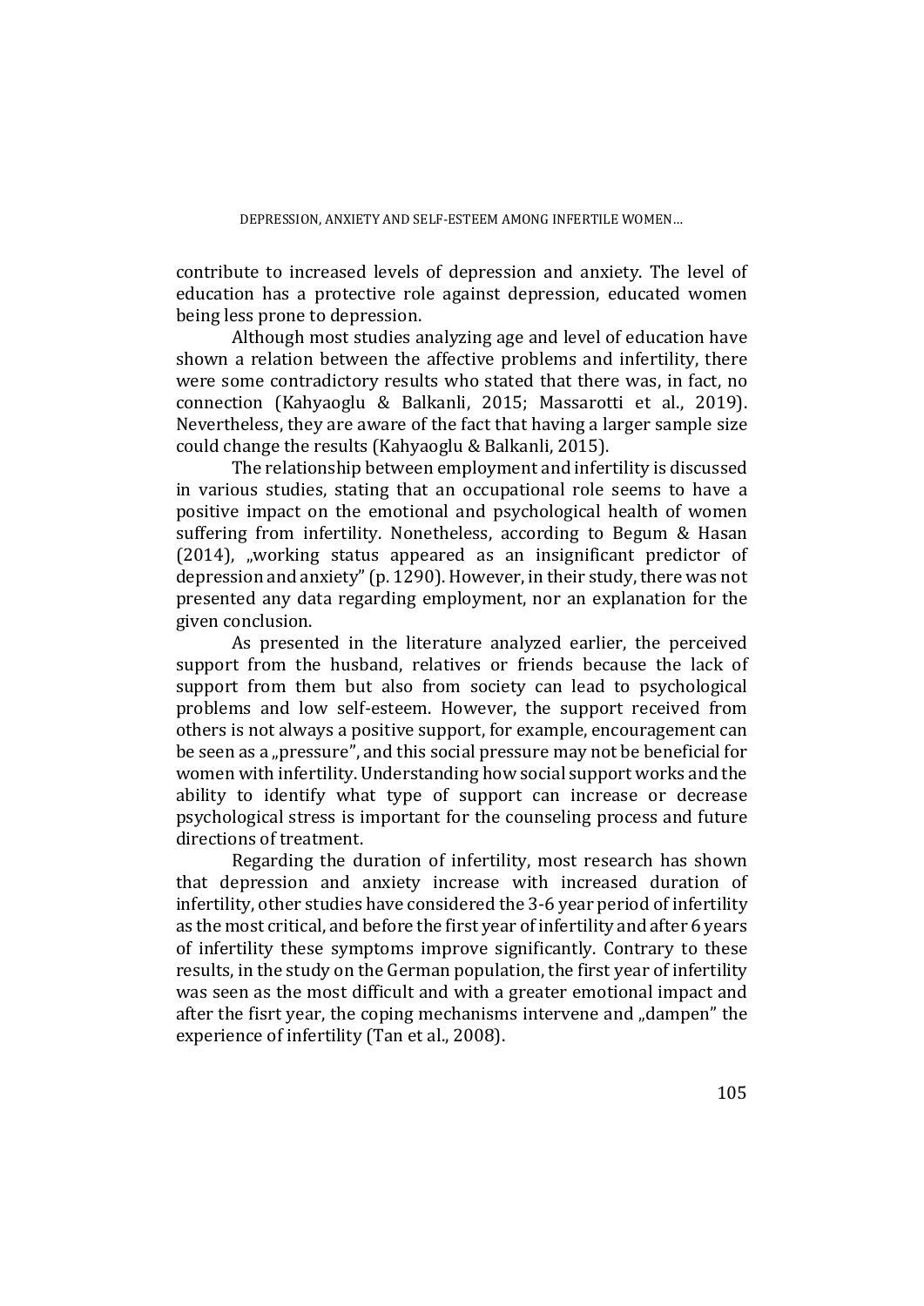contribute to increased levels of depression and anxiety. The level of education has a protective role against depression, educated women being less prone to depression.

Although most studies analyzing age and level of education have shown a relation between the affective problems and infertility, there were some contradictory results who stated that there was, in fact, no connection (Kahyaoglu & Balkanli, 2015; Massarotti et al., 2019). Nevertheless, they are aware of the fact that having a larger sample size could change the results (Kahyaoglu & Balkanli, 2015).

The relationship between employment and infertility is discussed in various studies, stating that an occupational role seems to have a positive impact on the emotional and psychological health of women suffering from infertility. Nonetheless, according to Begum & Hasan (2014), „working status appeared as an insignificant predictor of depression and anxiety" (p. 1290). However, in their study, there was not presented any data regarding employment, nor an explanation for the given conclusion.

As presented in the literature analyzed earlier, the perceived support from the husband, relatives or friends because the lack of support from them but also from society can lead to psychological problems and low self-esteem. However, the support received from others is not always a positive support, for example, encouragement can be seen as a „pressure", and this social pressure may not be beneficial for women with infertility. Understanding how social support works and the ability to identify what type of support can increase or decrease psychological stress is important for the counseling process and future directions of treatment.

Regarding the duration of infertility, most research has shown that depression and anxiety increase with increased duration of infertility, other studies have considered the 3-6 year period of infertility as the most critical, and before the first year of infertility and after 6 years of infertility these symptoms improve significantly. Contrary to these results, in the study on the German population, the first year of infertility was seen as the most difficult and with a greater emotional impact and after the fisrt year, the coping mechanisms intervene and „dampen" the experience of infertility (Tan et al., 2008).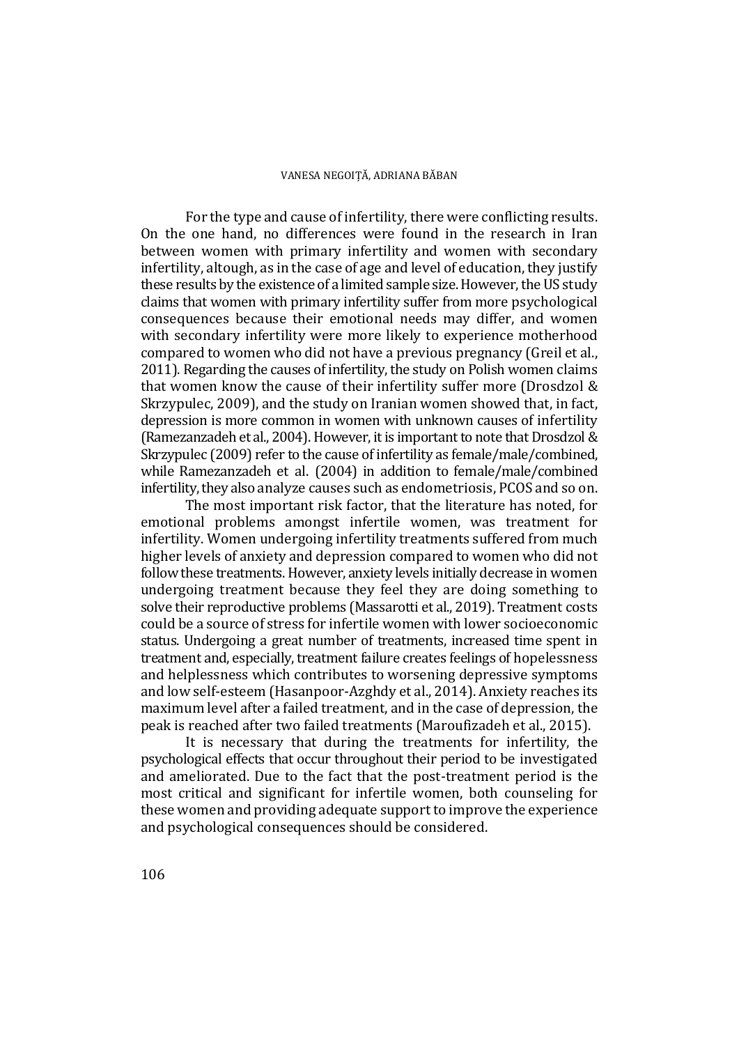For the type and cause of infertility, there were conflicting results. On the one hand, no differences were found in the research in Iran between women with primary infertility and women with secondary infertility, altough, as in the case of age and level of education, they justify these results by the existence of a limited sample size. However, the US study claims that women with primary infertility suffer from more psychological consequences because their emotional needs may differ, and women with secondary infertility were more likely to experience motherhood compared to women who did not have a previous pregnancy (Greil et al., 2011). Regarding the causes of infertility, the study on Polish women claims that women know the cause of their infertility suffer more (Drosdzol & Skrzypulec, 2009), and the study on Iranian women showed that, in fact, depression is more common in women with unknown causes of infertility (Ramezanzadeh et al., 2004). However, it is important to note that Drosdzol & Skrzypulec (2009) refer to the cause of infertility as female/male/combined, while Ramezanzadeh et al. (2004) in addition to female/male/combined infertility, they also analyze causes such as endometriosis, PCOS and so on.

The most important risk factor, that the literature has noted, for emotional problems amongst infertile women, was treatment for infertility. Women undergoing infertility treatments suffered from much higher levels of anxiety and depression compared to women who did not follow these treatments. However, anxiety levels initially decrease in women undergoing treatment because they feel they are doing something to solve their reproductive problems (Massarotti et al., 2019). Treatment costs could be a source of stress for infertile women with lower socioeconomic status. Undergoing a great number of treatments, increased time spent in treatment and, especially, treatment failure creates feelings of hopelessness and helplessness which contributes to worsening depressive symptoms and low self-esteem (Hasanpoor-Azghdy et al., 2014). Anxiety reaches its maximum level after a failed treatment, and in the case of depression, the peak is reached after two failed treatments (Maroufizadeh et al., 2015).

It is necessary that during the treatments for infertility, the psychological effects that occur throughout their period to be investigated and ameliorated. Due to the fact that the post-treatment period is the most critical and significant for infertile women, both counseling for these women and providing adequate support to improve the experience and psychological consequences should be considered.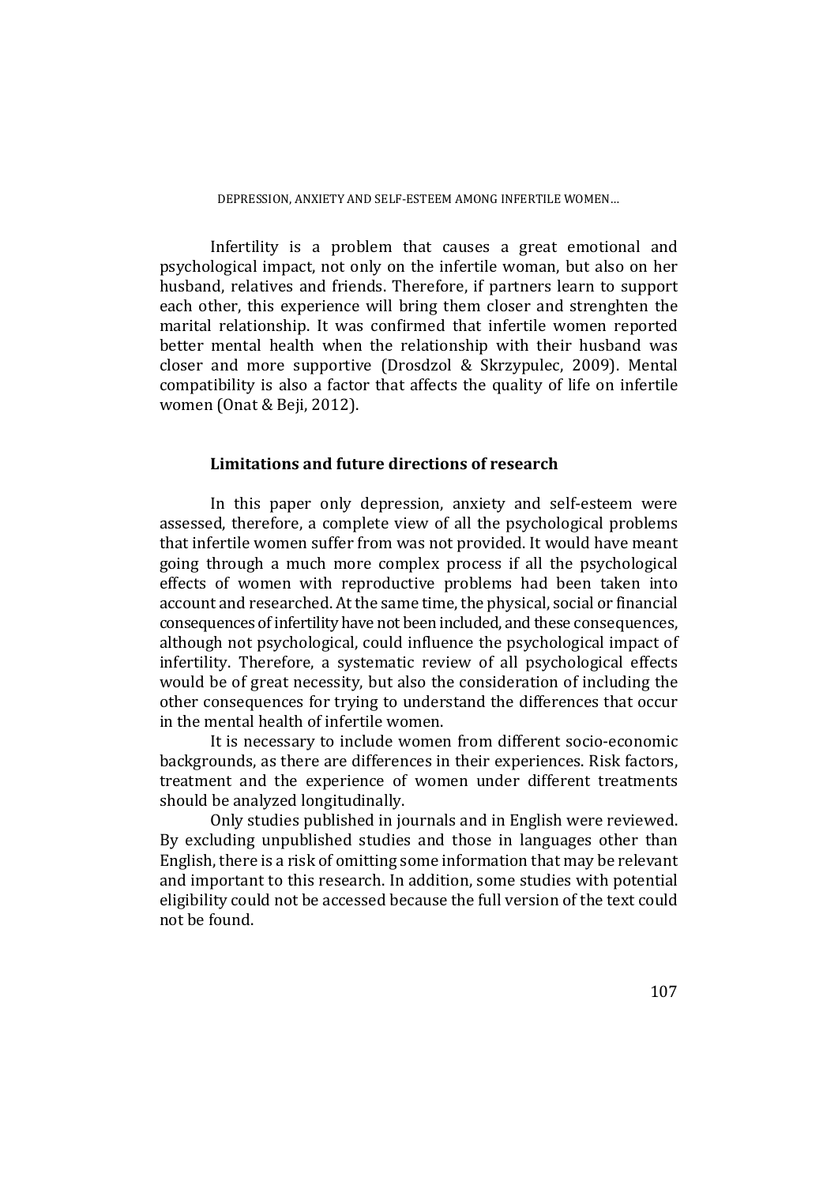Infertility is a problem that causes a great emotional and psychological impact, not only on the infertile woman, but also on her husband, relatives and friends. Therefore, if partners learn to support each other, this experience will bring them closer and strenghten the marital relationship. It was confirmed that infertile women reported better mental health when the relationship with their husband was closer and more supportive (Drosdzol & Skrzypulec, 2009). Mental compatibility is also a factor that affects the quality of life on infertile women (Onat & Beji, 2012).

## Limitations and future directions of research

In this paper only depression, anxiety and self-esteem were assessed, therefore, a complete view of all the psychological problems that infertile women suffer from was not provided. It would have meant going through a much more complex process if all the psychological effects of women with reproductive problems had been taken into account and researched. At the same time, the physical, social or financial consequences of infertility have not been included, and these consequences, although not psychological, could influence the psychological impact of infertility. Therefore, a systematic review of all psychological effects would be of great necessity, but also the consideration of including the other consequences for trying to understand the differences that occur in the mental health of infertile women.

It is necessary to include women from different socio-economic backgrounds, as there are differences in their experiences. Risk factors, treatment and the experience of women under different treatments should be analyzed longitudinally.

Only studies published in journals and in English were reviewed. By excluding unpublished studies and those in languages other than English, there is a risk of omitting some information that may be relevant and important to this research. In addition, some studies with potential eligibility could not be accessed because the full version of the text could not be found.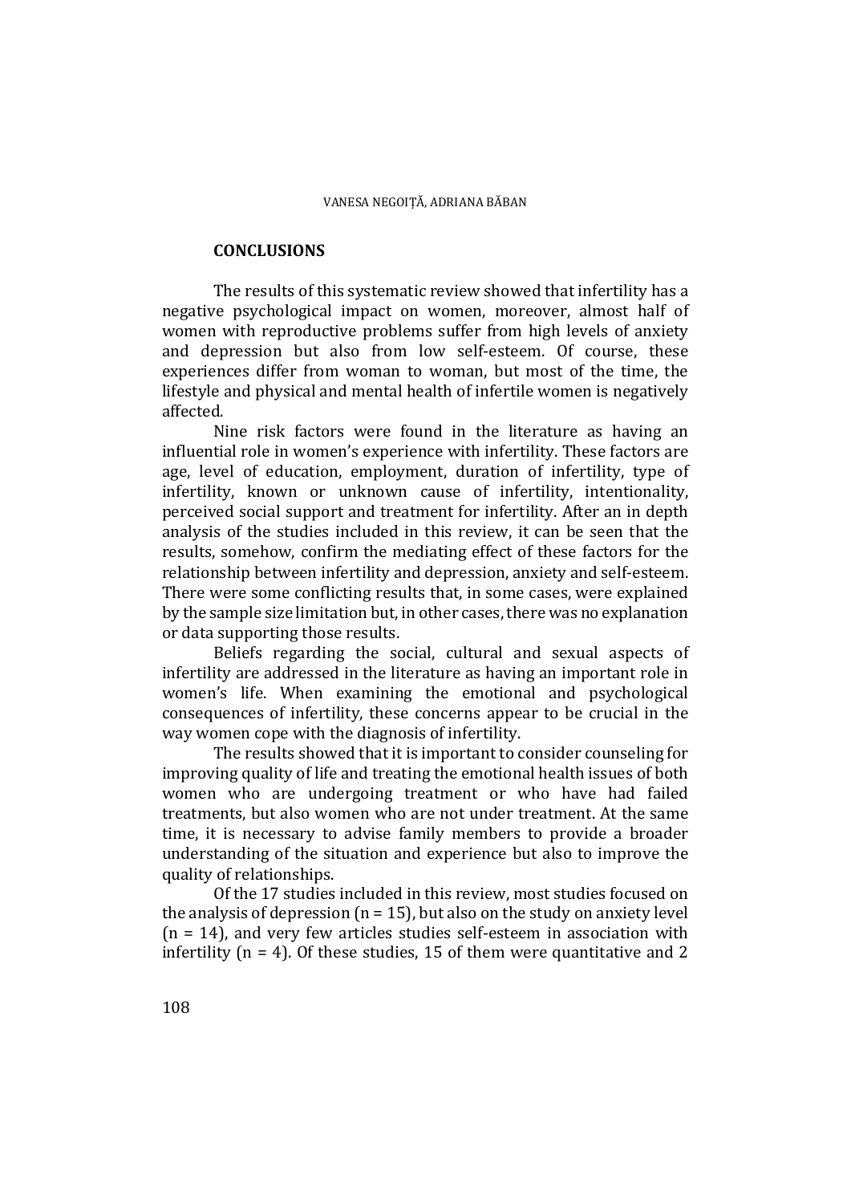## CONCLUSIONS

The results of this systematic review showed that infertility has a negative psychological impact on women, moreover, almost half of women with reproductive problems suffer from high levels of anxiety and depression but also from low self-esteem. Of course, these experiences differ from woman to woman, but most of the time, the lifestyle and physical and mental health of infertile women is negatively affected.

Nine risk factors were found in the literature as having an influential role in women's experience with infertility. These factors are age, level of education, employment, duration of infertility, type of infertility, known or unknown cause of infertility, intentionality, perceived social support and treatment for infertility. After an in depth analysis of the studies included in this review, it can be seen that the results, somehow, confirm the mediating effect of these factors for the relationship between infertility and depression, anxiety and self-esteem. There were some conflicting results that, in some cases, were explained by the sample size limitation but, in other cases, there was no explanation or data supporting those results.

Beliefs regarding the social, cultural and sexual aspects of infertility are addressed in the literature as having an important role in women's life. When examining the emotional and psychological consequences of infertility, these concerns appear to be crucial in the way women cope with the diagnosis of infertility.

The results showed that it is important to consider counseling for improving quality of life and treating the emotional health issues of both women who are undergoing treatment or who have had failed treatments, but also women who are not under treatment. At the same time, it is necessary to advise family members to provide a broader understanding of the situation and experience but also to improve the quality of relationships.

Of the 17 studies included in this review, most studies focused on the analysis of depression (n = 15), but also on the study on anxiety level (n = 14), and very few articles studies self-esteem in association with infertility (n = 4). Of these studies, 15 of them were quantitative and 2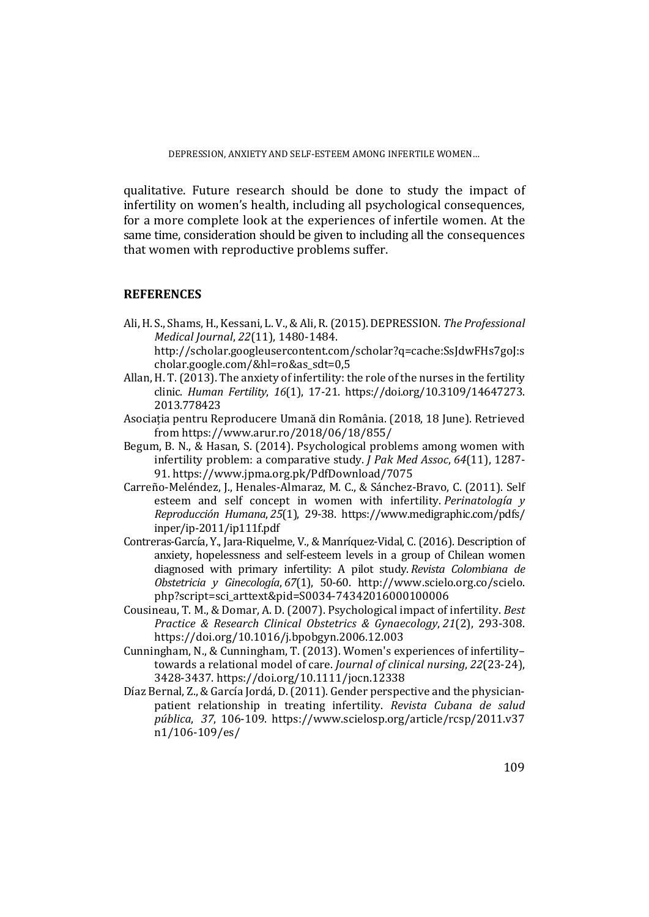qualitative. Future research should be done to study the impact of infertility on women's health, including all psychological consequences, for a more complete look at the experiences of infertile women. At the same time, consideration should be given to including all the consequences that women with reproductive problems suffer.

## REFERENCES

Ali, H. S., Shams, H., Kessani, L. V., & Ali, R. (2015). DEPRESSION. *The Professional Medical Journal*, *22*(11), 1480-1484. http://scholar.googleusercontent.com/scholar?q=cache:SsJdwFHs7goJ:scholar.google.com/&hl=ro&as_sdt=0,5

Allan, H. T. (2013). The anxiety of infertility: the role of the nurses in the fertility clinic. *Human Fertility*, *16*(1), 17-21. https://doi.org/10.3109/14647273.2013.778423

Asociația pentru Reproducere Umană din România. (2018, 18 June). Retrieved from https://www.arur.ro/2018/06/18/855/

Begum, B. N., & Hasan, S. (2014). Psychological problems among women with infertility problem: a comparative study. *J Pak Med Assoc*, *64*(11), 1287-91. https://www.jpma.org.pk/PdfDownload/7075

Carreño-Meléndez, J., Henales-Almaraz, M. C., & Sánchez-Bravo, C. (2011). Self esteem and self concept in women with infertility. *Perinatología y Reproducción Humana*, *25*(1), 29-38. https://www.medigraphic.com/pdfs/inper/ip-2011/ip111f.pdf

Contreras-García, Y., Jara-Riquelme, V., & Manríquez-Vidal, C. (2016). Description of anxiety, hopelessness and self-esteem levels in a group of Chilean women diagnosed with primary infertility: A pilot study. *Revista Colombiana de Obstetricia y Ginecología*, *67*(1), 50-60. http://www.scielo.org.co/scielo.php?script=sci_arttext&pid=S0034-74342016000100006

Cousineau, T. M., & Domar, A. D. (2007). Psychological impact of infertility. *Best Practice & Research Clinical Obstetrics & Gynaecology*, *21*(2), 293-308. https://doi.org/10.1016/j.bpobgyn.2006.12.003

Cunningham, N., & Cunningham, T. (2013). Women's experiences of infertility–towards a relational model of care. *Journal of clinical nursing*, *22*(23-24), 3428-3437. https://doi.org/10.1111/jocn.12338

Díaz Bernal, Z., & García Jordá, D. (2011). Gender perspective and the physician-patient relationship in treating infertility. *Revista Cubana de salud pública*, *37*, 106-109. https://www.scielosp.org/article/rcsp/2011.v37n1/106-109/es/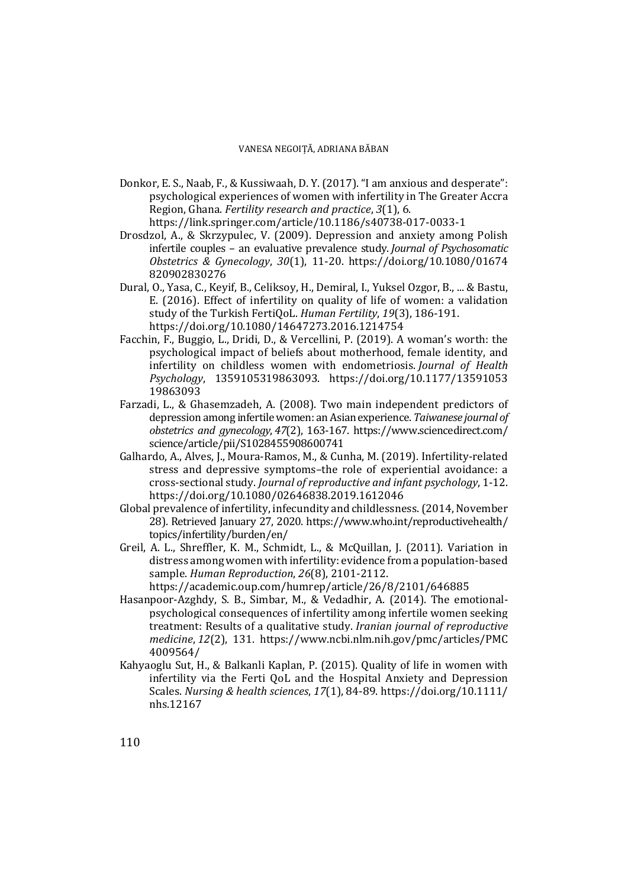Donkor, E. S., Naab, F., & Kussiwaah, D. Y. (2017). "I am anxious and desperate": psychological experiences of women with infertility in The Greater Accra Region, Ghana. *Fertility research and practice*, *3*(1), 6. https://link.springer.com/article/10.1186/s40738-017-0033-1

Drosdzol, A., & Skrzypulec, V. (2009). Depression and anxiety among Polish infertile couples – an evaluative prevalence study. *Journal of Psychosomatic Obstetrics & Gynecology*, *30*(1), 11-20. https://doi.org/10.1080/01674820902830276

Dural, O., Yasa, C., Keyif, B., Celiksoy, H., Demiral, I., Yuksel Ozgor, B., ... & Bastu, E. (2016). Effect of infertility on quality of life of women: a validation study of the Turkish FertiQoL. *Human Fertility*, *19*(3), 186-191. https://doi.org/10.1080/14647273.2016.1214754

Facchin, F., Buggio, L., Dridi, D., & Vercellini, P. (2019). A woman's worth: the psychological impact of beliefs about motherhood, female identity, and infertility on childless women with endometriosis. *Journal of Health Psychology*, 1359105319863093. https://doi.org/10.1177/1359105319863093

Farzadi, L., & Ghasemzadeh, A. (2008). Two main independent predictors of depression among infertile women: an Asian experience. *Taiwanese journal of obstetrics and gynecology*, *47*(2), 163-167. https://www.sciencedirect.com/science/article/pii/S1028455908600741

Galhardo, A., Alves, J., Moura-Ramos, M., & Cunha, M. (2019). Infertility-related stress and depressive symptoms–the role of experiential avoidance: a cross-sectional study. *Journal of reproductive and infant psychology*, 1-12. https://doi.org/10.1080/02646838.2019.1612046

Global prevalence of infertility, infecundity and childlessness. (2014, November 28). Retrieved January 27, 2020. https://www.who.int/reproductivehealth/topics/infertility/burden/en/

Greil, A. L., Shreffler, K. M., Schmidt, L., & McQuillan, J. (2011). Variation in distress among women with infertility: evidence from a population-based sample. *Human Reproduction*, *26*(8), 2101-2112. https://academic.oup.com/humrep/article/26/8/2101/646885

Hasanpoor-Azghdy, S. B., Simbar, M., & Vedadhir, A. (2014). The emotional-psychological consequences of infertility among infertile women seeking treatment: Results of a qualitative study. *Iranian journal of reproductive medicine*, *12*(2), 131. https://www.ncbi.nlm.nih.gov/pmc/articles/PMC4009564/

Kahyaoglu Sut, H., & Balkanli Kaplan, P. (2015). Quality of life in women with infertility via the Ferti QoL and the Hospital Anxiety and Depression Scales. *Nursing & health sciences*, *17*(1), 84-89. https://doi.org/10.1111/nhs.12167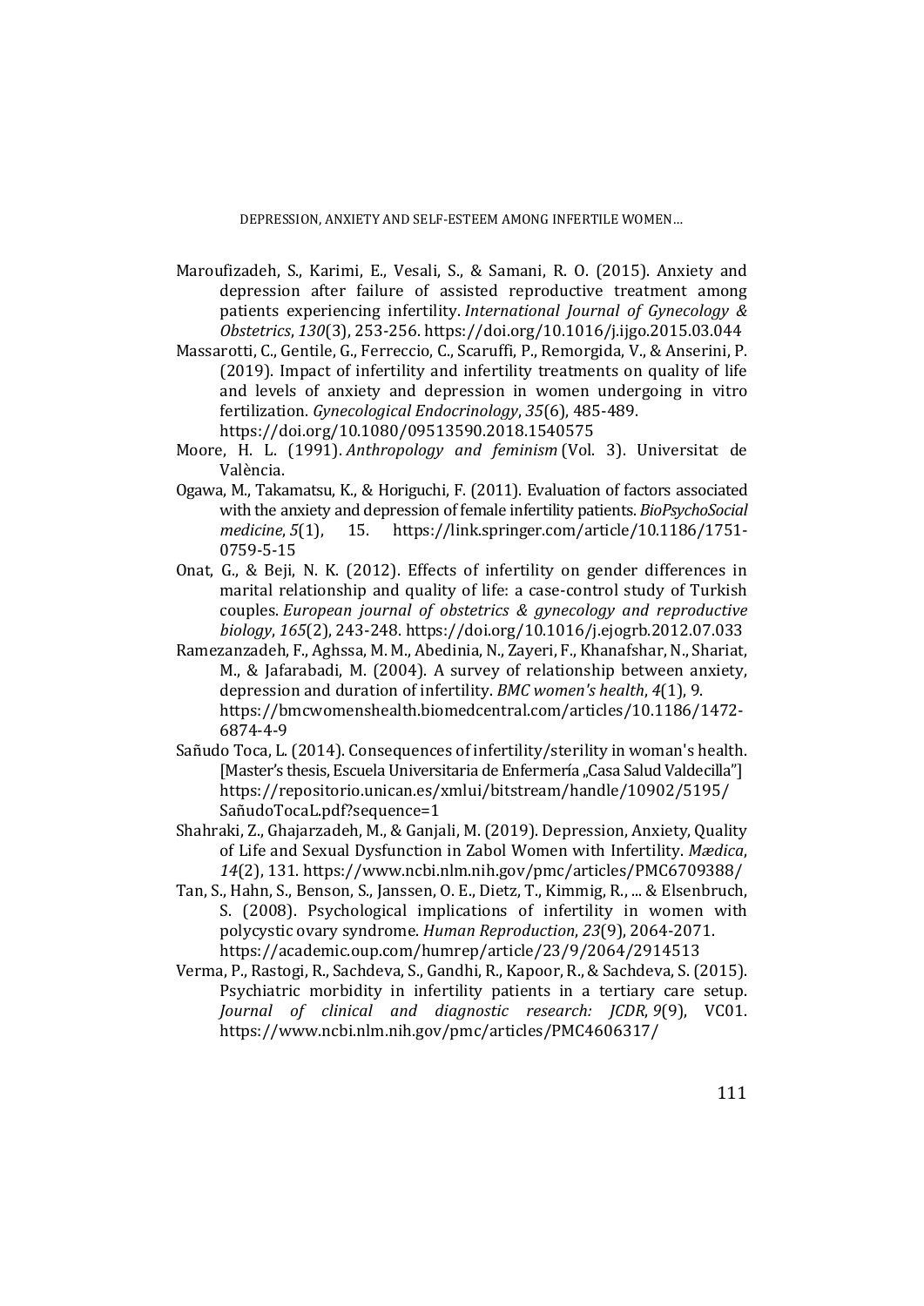Maroufizadeh, S., Karimi, E., Vesali, S., & Samani, R. O. (2015). Anxiety and depression after failure of assisted reproductive treatment among patients experiencing infertility. *International Journal of Gynecology & Obstetrics*, *130*(3), 253-256. https://doi.org/10.1016/j.ijgo.2015.03.044

Massarotti, C., Gentile, G., Ferreccio, C., Scaruffi, P., Remorgida, V., & Anserini, P. (2019). Impact of infertility and infertility treatments on quality of life and levels of anxiety and depression in women undergoing in vitro fertilization. *Gynecological Endocrinology*, *35*(6), 485-489. https://doi.org/10.1080/09513590.2018.1540575

Moore, H. L. (1991). *Anthropology and feminism* (Vol. 3). Universitat de València.

Ogawa, M., Takamatsu, K., & Horiguchi, F. (2011). Evaluation of factors associated with the anxiety and depression of female infertility patients. *BioPsychoSocial medicine*, *5*(1), 15. https://link.springer.com/article/10.1186/1751-0759-5-15

Onat, G., & Beji, N. K. (2012). Effects of infertility on gender differences in marital relationship and quality of life: a case-control study of Turkish couples. *European journal of obstetrics & gynecology and reproductive biology*, *165*(2), 243-248. https://doi.org/10.1016/j.ejogrb.2012.07.033

Ramezanzadeh, F., Aghssa, M. M., Abedinia, N., Zayeri, F., Khanafshar, N., Shariat, M., & Jafarabadi, M. (2004). A survey of relationship between anxiety, depression and duration of infertility. *BMC women's health*, *4*(1), 9. https://bmcwomenshealth.biomedcentral.com/articles/10.1186/1472-6874-4-9

Sañudo Toca, L. (2014). Consequences of infertility/sterility in woman's health. [Master's thesis, Escuela Universitaria de Enfermería „Casa Salud Valdecilla"] https://repositorio.unican.es/xmlui/bitstream/handle/10902/5195/SañudoTocaL.pdf?sequence=1

Shahraki, Z., Ghajarzadeh, M., & Ganjali, M. (2019). Depression, Anxiety, Quality of Life and Sexual Dysfunction in Zabol Women with Infertility. *Mædica*, *14*(2), 131. https://www.ncbi.nlm.nih.gov/pmc/articles/PMC6709388/

Tan, S., Hahn, S., Benson, S., Janssen, O. E., Dietz, T., Kimmig, R., ... & Elsenbruch, S. (2008). Psychological implications of infertility in women with polycystic ovary syndrome. *Human Reproduction*, *23*(9), 2064-2071. https://academic.oup.com/humrep/article/23/9/2064/2914513

Verma, P., Rastogi, R., Sachdeva, S., Gandhi, R., Kapoor, R., & Sachdeva, S. (2015). Psychiatric morbidity in infertility patients in a tertiary care setup. *Journal of clinical and diagnostic research: JCDR*, *9*(9), VC01. https://www.ncbi.nlm.nih.gov/pmc/articles/PMC4606317/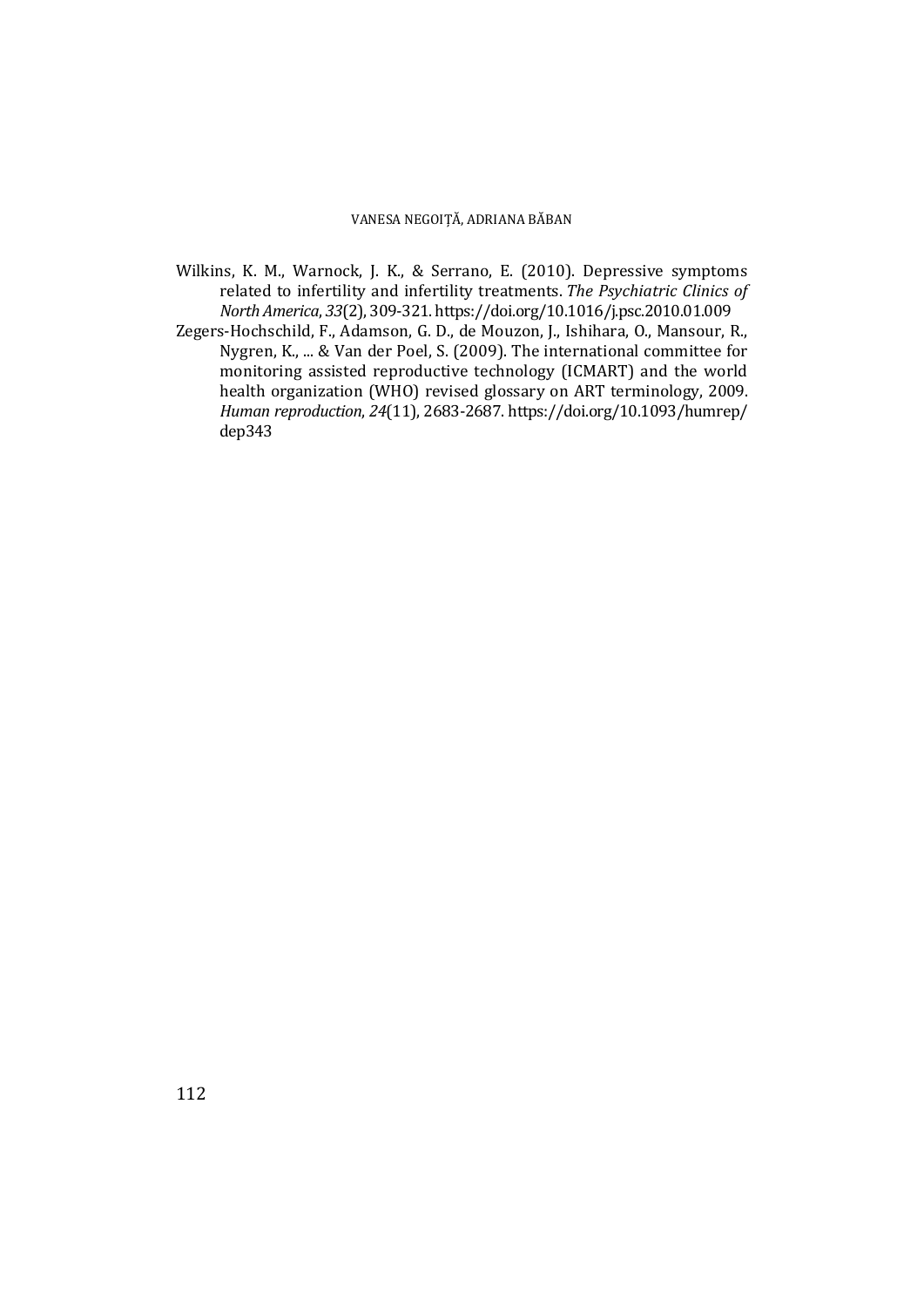Wilkins, K. M., Warnock, J. K., & Serrano, E. (2010). Depressive symptoms related to infertility and infertility treatments. *The Psychiatric Clinics of North America*, *33*(2), 309-321. https://doi.org/10.1016/j.psc.2010.01.009

Zegers-Hochschild, F., Adamson, G. D., de Mouzon, J., Ishihara, O., Mansour, R., Nygren, K., ... & Van der Poel, S. (2009). The international committee for monitoring assisted reproductive technology (ICMART) and the world health organization (WHO) revised glossary on ART terminology, 2009. *Human reproduction*, *24*(11), 2683-2687. https://doi.org/10.1093/humrep/dep343